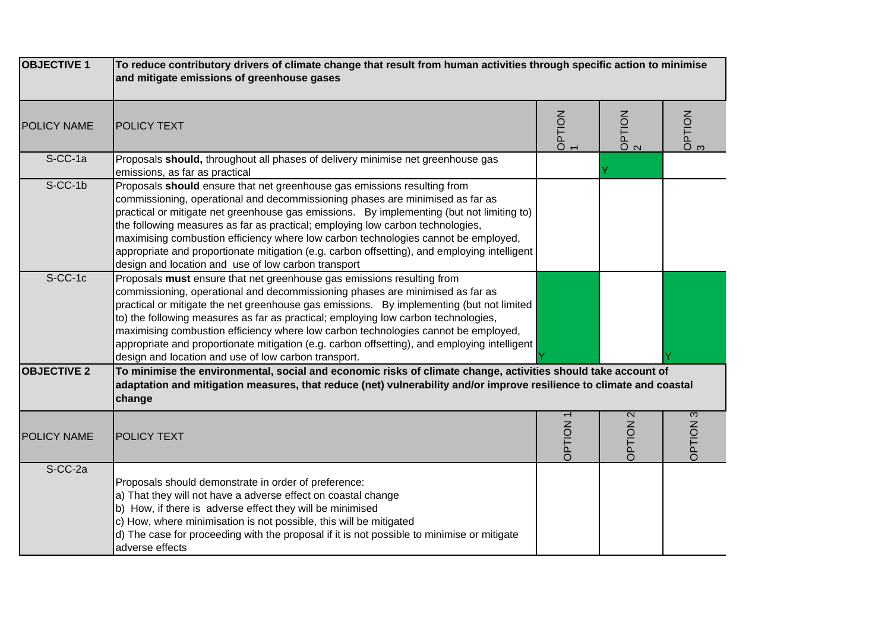| **OBJECTIVE 1** | **To reduce contributory drivers of climate change that result from human activities through specific action to minimise and mitigate emissions of greenhouse gases** | | | |
|---|---|---|---|---|
| POLICY NAME | POLICY TEXT | OPTION 1 | OPTION 2 | OPTION 3 |
| S-CC-1a | Proposals **should,** throughout all phases of delivery minimise net greenhouse gas emissions, as far as practical | | Y | |
| S-CC-1b | Proposals **should** ensure that net greenhouse gas emissions resulting from commissioning, operational and decommissioning phases are minimised as far as practical or mitigate net greenhouse gas emissions. By implementing (but not limiting to) the following measures as far as practical; employing low carbon technologies, maximising combustion efficiency where low carbon technologies cannot be employed, appropriate and proportionate mitigation (e.g. carbon offsetting), and employing intelligent design and location and use of low carbon transport | | | |
| S-CC-1c | Proposals **must** ensure that net greenhouse gas emissions resulting from commissioning, operational and decommissioning phases are minimised as far as practical or mitigate the net greenhouse gas emissions. By implementing (but not limited to) the following measures as far as practical; employing low carbon technologies, maximising combustion efficiency where low carbon technologies cannot be employed, appropriate and proportionate mitigation (e.g. carbon offsetting), and employing intelligent design and location and use of low carbon transport. | Y | | Y |
| **OBJECTIVE 2** | **To minimise the environmental, social and economic risks of climate change, activities should take account of adaptation and mitigation measures, that reduce (net) vulnerability and/or improve resilience to climate and coastal change** | | | |
| POLICY NAME | POLICY TEXT | OPTION 1 | OPTION 2 | OPTION 3 |
| S-CC-2a | Proposals should demonstrate in order of preference:<br>a) That they will not have a adverse effect on coastal change<br>b) How, if there is adverse effect they will be minimised<br>c) How, where minimisation is not possible, this will be mitigated<br>d) The case for proceeding with the proposal if it is not possible to minimise or mitigate adverse effects | | | |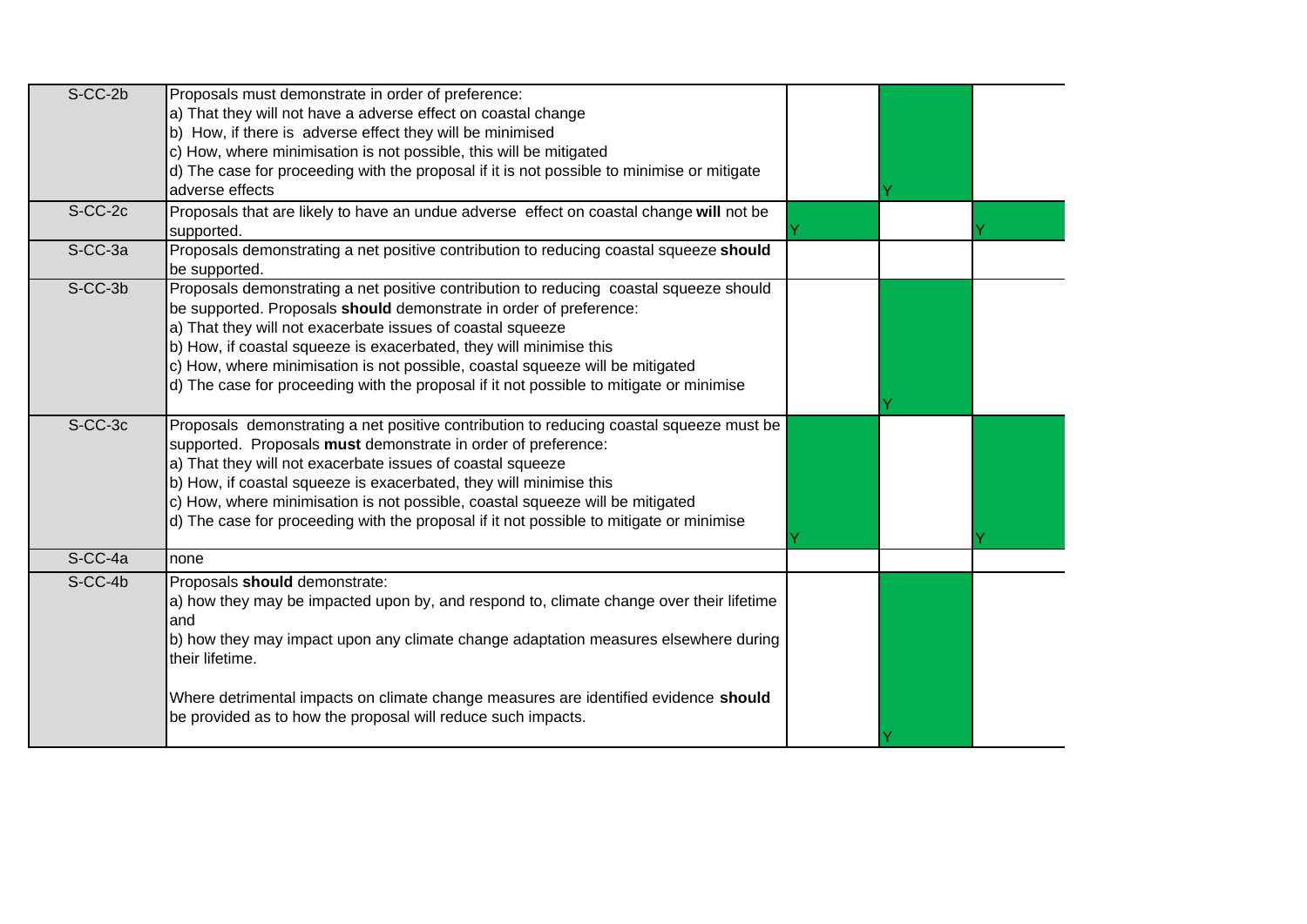| | | | | |
|---|---|---|---|---|
| S-CC-2b | Proposals must demonstrate in order of preference:<br>a) That they will not have a adverse effect on coastal change<br>b) How, if there is adverse effect they will be minimised<br>c) How, where minimisation is not possible, this will be mitigated<br>d) The case for proceeding with the proposal if it is not possible to minimise or mitigate adverse effects | | Y | |
| S-CC-2c | Proposals that are likely to have an undue adverse effect on coastal change **will** not be supported. | Y | | Y |
| S-CC-3a | Proposals demonstrating a net positive contribution to reducing coastal squeeze **should** be supported. | | | |
| S-CC-3b | Proposals demonstrating a net positive contribution to reducing coastal squeeze should be supported. Proposals **should** demonstrate in order of preference:<br>a) That they will not exacerbate issues of coastal squeeze<br>b) How, if coastal squeeze is exacerbated, they will minimise this<br>c) How, where minimisation is not possible, coastal squeeze will be mitigated<br>d) The case for proceeding with the proposal if it not possible to mitigate or minimise | | Y | |
| S-CC-3c | Proposals demonstrating a net positive contribution to reducing coastal squeeze must be supported. Proposals **must** demonstrate in order of preference:<br>a) That they will not exacerbate issues of coastal squeeze<br>b) How, if coastal squeeze is exacerbated, they will minimise this<br>c) How, where minimisation is not possible, coastal squeeze will be mitigated<br>d) The case for proceeding with the proposal if it not possible to mitigate or minimise | Y | | Y |
| S-CC-4a | none | | | |
| S-CC-4b | Proposals **should** demonstrate:<br>a) how they may be impacted upon by, and respond to, climate change over their lifetime and<br>b) how they may impact upon any climate change adaptation measures elsewhere during their lifetime.<br><br>Where detrimental impacts on climate change measures are identified evidence **should** be provided as to how the proposal will reduce such impacts. | | Y | |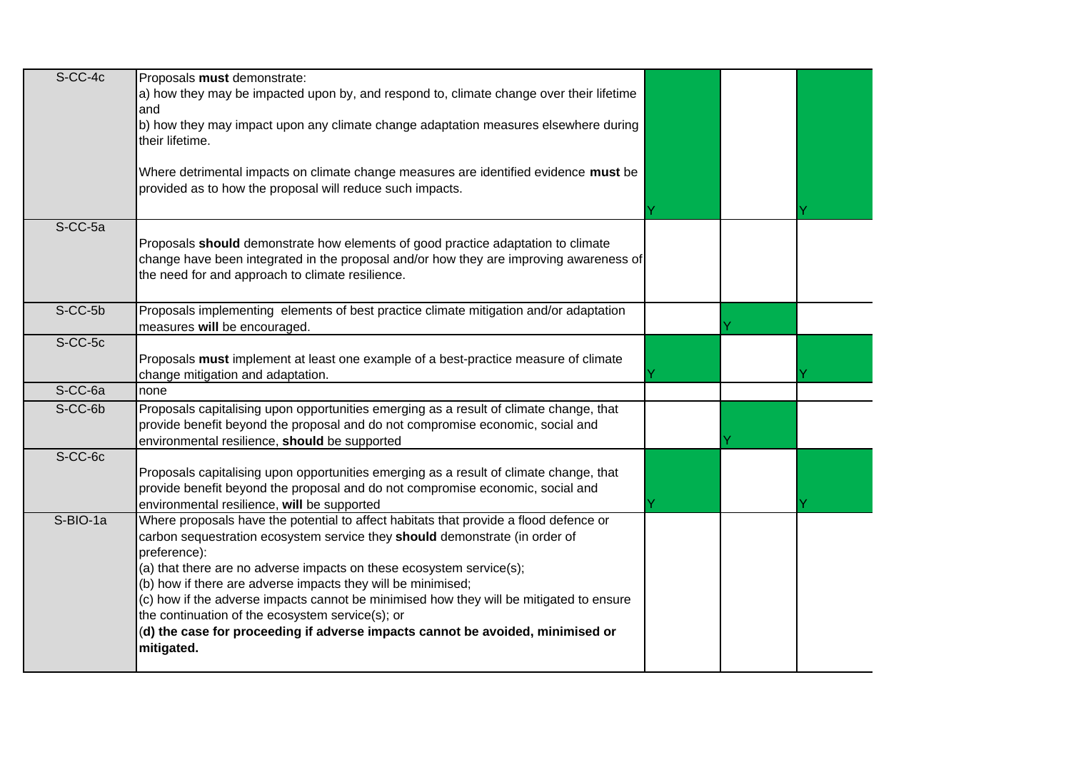| | | | | |
|---|---|---|---|---|
| S-CC-4c | Proposals **must** demonstrate:<br>a) how they may be impacted upon by, and respond to, climate change over their lifetime and<br>b) how they may impact upon any climate change adaptation measures elsewhere during their lifetime.<br><br>Where detrimental impacts on climate change measures are identified evidence **must** be provided as to how the proposal will reduce such impacts. | Y | | Y |
| S-CC-5a | Proposals **should** demonstrate how elements of good practice adaptation to climate change have been integrated in the proposal and/or how they are improving awareness of the need for and approach to climate resilience. | | | |
| S-CC-5b | Proposals implementing elements of best practice climate mitigation and/or adaptation measures **will** be encouraged. | | Y | |
| S-CC-5c | Proposals **must** implement at least one example of a best-practice measure of climate change mitigation and adaptation. | Y | | Y |
| S-CC-6a | none | | | |
| S-CC-6b | Proposals capitalising upon opportunities emerging as a result of climate change, that provide benefit beyond the proposal and do not compromise economic, social and environmental resilience, **should** be supported | | Y | |
| S-CC-6c | Proposals capitalising upon opportunities emerging as a result of climate change, that provide benefit beyond the proposal and do not compromise economic, social and environmental resilience, **will** be supported | Y | | Y |
| S-BIO-1a | Where proposals have the potential to affect habitats that provide a flood defence or carbon sequestration ecosystem service they **should** demonstrate (in order of preference):<br>(a) that there are no adverse impacts on these ecosystem service(s);<br>(b) how if there are adverse impacts they will be minimised;<br>(c) how if the adverse impacts cannot be minimised how they will be mitigated to ensure the continuation of the ecosystem service(s); or<br>(**d) the case for proceeding if adverse impacts cannot be avoided, minimised or mitigated.** | | | |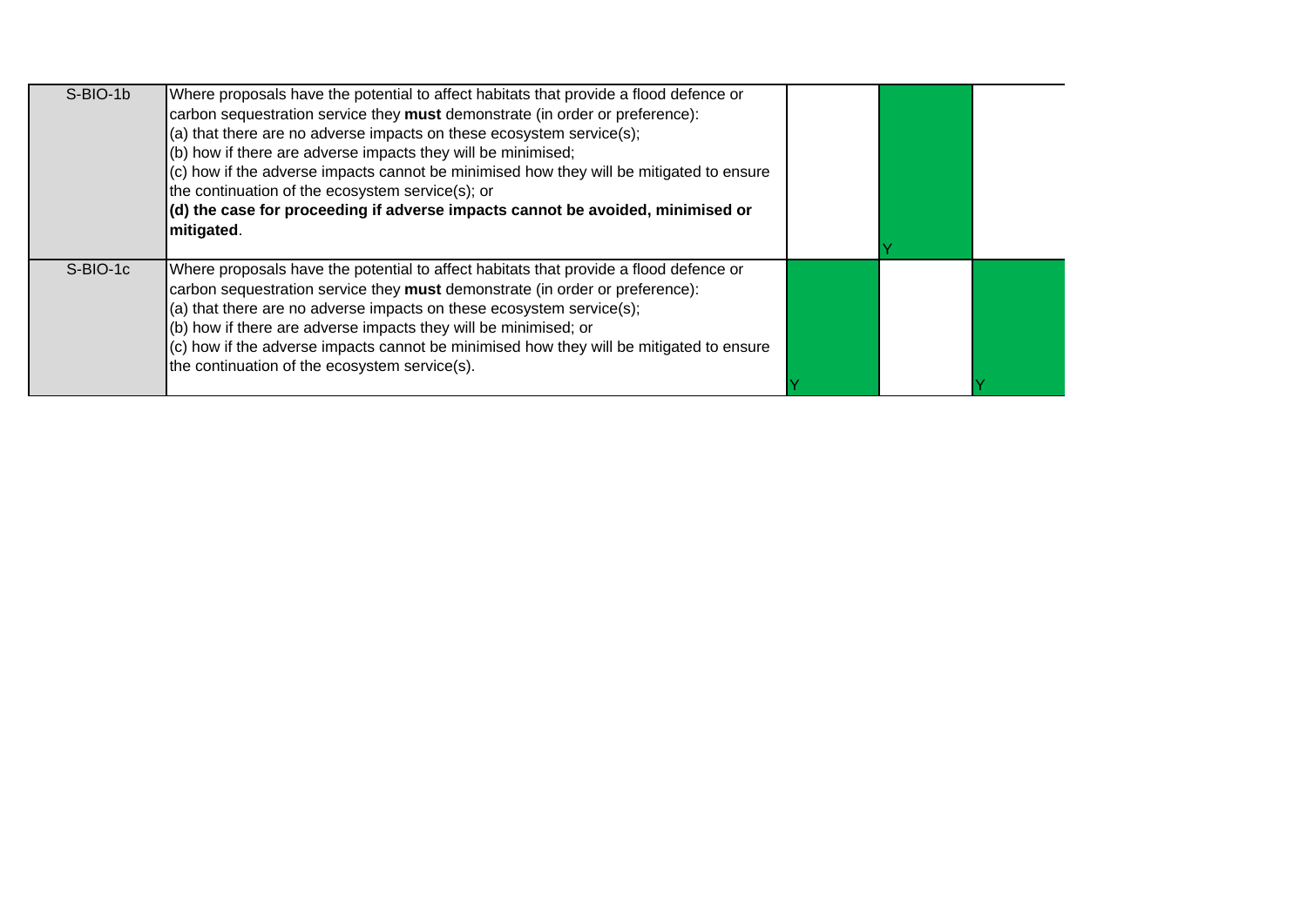| | | | | |
|---|---|---|---|---|
| S-BIO-1b | Where proposals have the potential to affect habitats that provide a flood defence or carbon sequestration service they **must** demonstrate (in order or preference):<br>(a) that there are no adverse impacts on these ecosystem service(s);<br>(b) how if there are adverse impacts they will be minimised;<br>(c) how if the adverse impacts cannot be minimised how they will be mitigated to ensure the continuation of the ecosystem service(s); or<br>**(d) the case for proceeding if adverse impacts cannot be avoided, minimised or mitigated**. | | Y | |
| S-BIO-1c | Where proposals have the potential to affect habitats that provide a flood defence or carbon sequestration service they **must** demonstrate (in order or preference):<br>(a) that there are no adverse impacts on these ecosystem service(s);<br>(b) how if there are adverse impacts they will be minimised; or<br>(c) how if the adverse impacts cannot be minimised how they will be mitigated to ensure the continuation of the ecosystem service(s). | Y | | Y |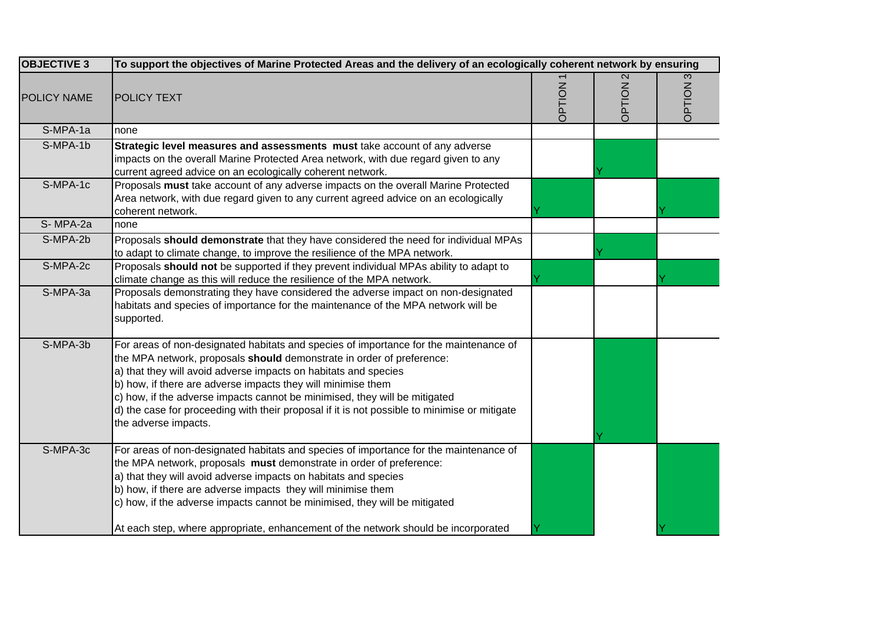| OBJECTIVE 3 | To support the objectives of Marine Protected Areas and the delivery of an ecologically coherent network by ensuring | | | |
|---|---|---|---|---|
| POLICY NAME | POLICY TEXT | OPTION 1 | OPTION 2 | OPTION 3 |
| S-MPA-1a | none | | | |
| S-MPA-1b | **Strategic level measures and assessments must** take account of any adverse impacts on the overall Marine Protected Area network, with due regard given to any current agreed advice on an ecologically coherent network. | | Y | |
| S-MPA-1c | Proposals **must** take account of any adverse impacts on the overall Marine Protected Area network, with due regard given to any current agreed advice on an ecologically coherent network. | Y | | Y |
| S- MPA-2a | none | | | |
| S-MPA-2b | Proposals **should demonstrate** that they have considered the need for individual MPAs to adapt to climate change, to improve the resilience of the MPA network. | | Y | |
| S-MPA-2c | Proposals **should not** be supported if they prevent individual MPAs ability to adapt to climate change as this will reduce the resilience of the MPA network. | Y | | Y |
| S-MPA-3a | Proposals demonstrating they have considered the adverse impact on non-designated habitats and species of importance for the maintenance of the MPA network will be supported. | | | |
| S-MPA-3b | For areas of non-designated habitats and species of importance for the maintenance of the MPA network, proposals **should** demonstrate in order of preference:<br>a) that they will avoid adverse impacts on habitats and species<br>b) how, if there are adverse impacts they will minimise them<br>c) how, if the adverse impacts cannot be minimised, they will be mitigated<br>d) the case for proceeding with their proposal if it is not possible to minimise or mitigate the adverse impacts. | | Y | |
| S-MPA-3c | For areas of non-designated habitats and species of importance for the maintenance of the MPA network, proposals **must** demonstrate in order of preference:<br>a) that they will avoid adverse impacts on habitats and species<br>b) how, if there are adverse impacts they will minimise them<br>c) how, if the adverse impacts cannot be minimised, they will be mitigated<br><br>At each step, where appropriate, enhancement of the network should be incorporated | Y | | Y |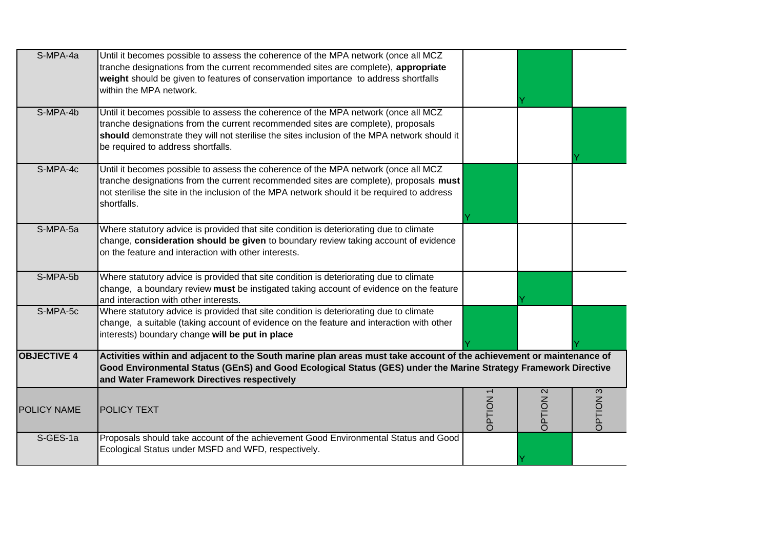| | | | | |
|---|---|---|---|---|
| S-MPA-4a | Until it becomes possible to assess the coherence of the MPA network (once all MCZ tranche designations from the current recommended sites are complete), **appropriate weight** should be given to features of conservation importance to address shortfalls within the MPA network. | | Y | |
| S-MPA-4b | Until it becomes possible to assess the coherence of the MPA network (once all MCZ tranche designations from the current recommended sites are complete), proposals **should** demonstrate they will not sterilise the sites inclusion of the MPA network should it be required to address shortfalls. | | | Y |
| S-MPA-4c | Until it becomes possible to assess the coherence of the MPA network (once all MCZ tranche designations from the current recommended sites are complete), proposals **must** not sterilise the site in the inclusion of the MPA network should it be required to address shortfalls. | Y | | |
| S-MPA-5a | Where statutory advice is provided that site condition is deteriorating due to climate change, **consideration should be given** to boundary review taking account of evidence on the feature and interaction with other interests. | | | |
| S-MPA-5b | Where statutory advice is provided that site condition is deteriorating due to climate change, a boundary review **must** be instigated taking account of evidence on the feature and interaction with other interests. | | Y | |
| S-MPA-5c | Where statutory advice is provided that site condition is deteriorating due to climate change, a suitable (taking account of evidence on the feature and interaction with other interests) boundary change **will be put in place** | Y | | Y |
| **OBJECTIVE 4** | **Activities within and adjacent to the South marine plan areas must take account of the achievement or maintenance of Good Environmental Status (GEnS) and Good Ecological Status (GES) under the Marine Strategy Framework Directive and Water Framework Directives respectively** | | | |
| POLICY NAME | POLICY TEXT | OPTION 1 | OPTION 2 | OPTION 3 |
| S-GES-1a | Proposals should take account of the achievement Good Environmental Status and Good Ecological Status under MSFD and WFD, respectively. | | Y | |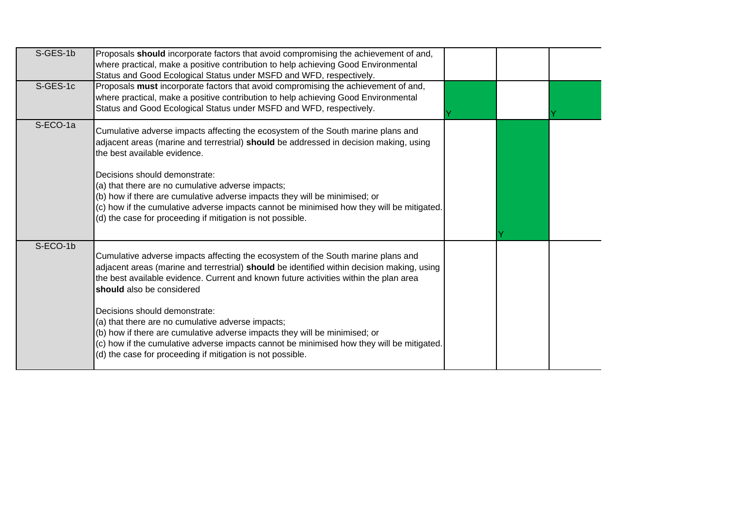| | | | | |
|---|---|---|---|---|
| S-GES-1b | Proposals **should** incorporate factors that avoid compromising the achievement of and, where practical, make a positive contribution to help achieving Good Environmental Status and Good Ecological Status under MSFD and WFD, respectively. | | | |
| S-GES-1c | Proposals **must** incorporate factors that avoid compromising the achievement of and, where practical, make a positive contribution to help achieving Good Environmental Status and Good Ecological Status under MSFD and WFD, respectively. | Y | | Y |
| S-ECO-1a | Cumulative adverse impacts affecting the ecosystem of the South marine plans and adjacent areas (marine and terrestrial) **should** be addressed in decision making, using the best available evidence.<br><br>Decisions should demonstrate:<br>(a) that there are no cumulative adverse impacts;<br>(b) how if there are cumulative adverse impacts they will be minimised; or<br>(c) how if the cumulative adverse impacts cannot be minimised how they will be mitigated.<br>(d) the case for proceeding if mitigation is not possible. | | Y | |
| S-ECO-1b | Cumulative adverse impacts affecting the ecosystem of the South marine plans and adjacent areas (marine and terrestrial) **should** be identified within decision making, using the best available evidence. Current and known future activities within the plan area **should** also be considered<br><br>Decisions should demonstrate:<br>(a) that there are no cumulative adverse impacts;<br>(b) how if there are cumulative adverse impacts they will be minimised; or<br>(c) how if the cumulative adverse impacts cannot be minimised how they will be mitigated.<br>(d) the case for proceeding if mitigation is not possible. | | | |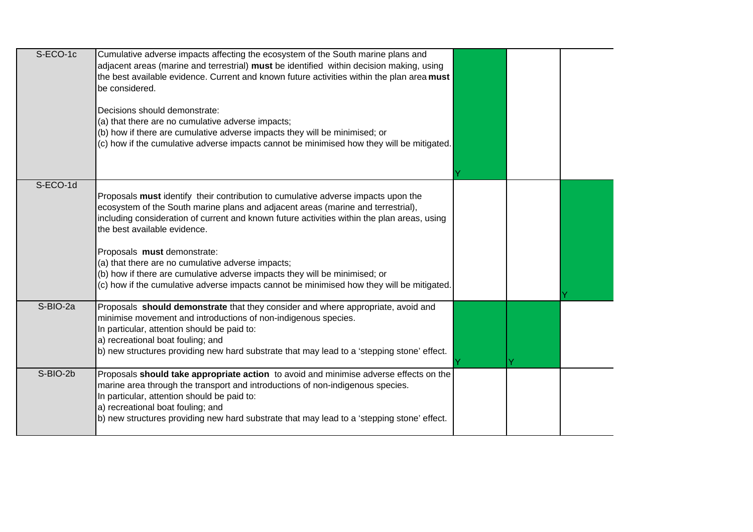| | | | | |
|---|---|---|---|---|
| S-ECO-1c | Cumulative adverse impacts affecting the ecosystem of the South marine plans and adjacent areas (marine and terrestrial) **must** be identified within decision making, using the best available evidence. Current and known future activities within the plan area **must** be considered.<br><br>Decisions should demonstrate:<br>(a) that there are no cumulative adverse impacts;<br>(b) how if there are cumulative adverse impacts they will be minimised; or<br>(c) how if the cumulative adverse impacts cannot be minimised how they will be mitigated. | Y | | |
| S-ECO-1d | Proposals **must** identify their contribution to cumulative adverse impacts upon the ecosystem of the South marine plans and adjacent areas (marine and terrestrial), including consideration of current and known future activities within the plan areas, using the best available evidence.<br><br>Proposals **must** demonstrate:<br>(a) that there are no cumulative adverse impacts;<br>(b) how if there are cumulative adverse impacts they will be minimised; or<br>(c) how if the cumulative adverse impacts cannot be minimised how they will be mitigated. | | | Y |
| S-BIO-2a | Proposals **should demonstrate** that they consider and where appropriate, avoid and minimise movement and introductions of non-indigenous species.<br>In particular, attention should be paid to:<br>a) recreational boat fouling; and<br>b) new structures providing new hard substrate that may lead to a 'stepping stone' effect. | Y | Y | |
| S-BIO-2b | Proposals **should take appropriate action** to avoid and minimise adverse effects on the marine area through the transport and introductions of non-indigenous species.<br>In particular, attention should be paid to:<br>a) recreational boat fouling; and<br>b) new structures providing new hard substrate that may lead to a 'stepping stone' effect. | | | |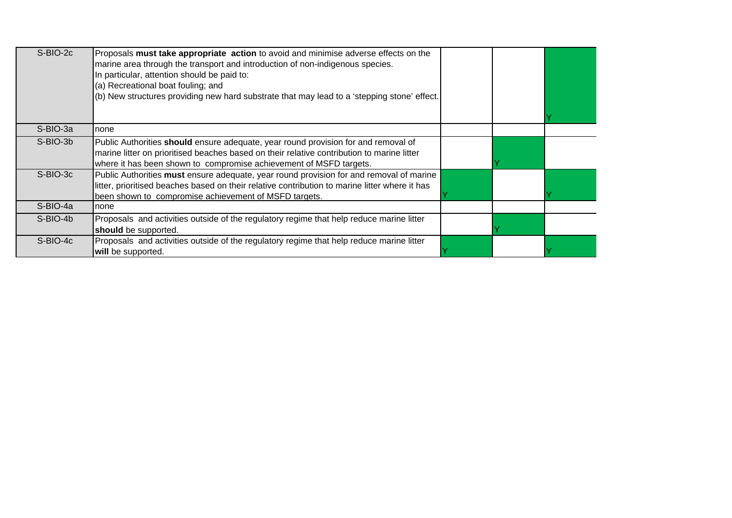| | | | | |
|---|---|---|---|---|
| S-BIO-2c | Proposals **must take appropriate action** to avoid and minimise adverse effects on the marine area through the transport and introduction of non-indigenous species.<br>In particular, attention should be paid to:<br>(a) Recreational boat fouling; and<br>(b) New structures providing new hard substrate that may lead to a 'stepping stone' effect. | | | Y |
| S-BIO-3a | none | | | |
| S-BIO-3b | Public Authorities **should** ensure adequate, year round provision for and removal of marine litter on prioritised beaches based on their relative contribution to marine litter where it has been shown to compromise achievement of MSFD targets. | | Y | |
| S-BIO-3c | Public Authorities **must** ensure adequate, year round provision for and removal of marine litter, prioritised beaches based on their relative contribution to marine litter where it has been shown to compromise achievement of MSFD targets. | Y | | Y |
| S-BIO-4a | none | | | |
| S-BIO-4b | Proposals and activities outside of the regulatory regime that help reduce marine litter **should** be supported. | | Y | |
| S-BIO-4c | Proposals and activities outside of the regulatory regime that help reduce marine litter **will** be supported. | Y | | Y |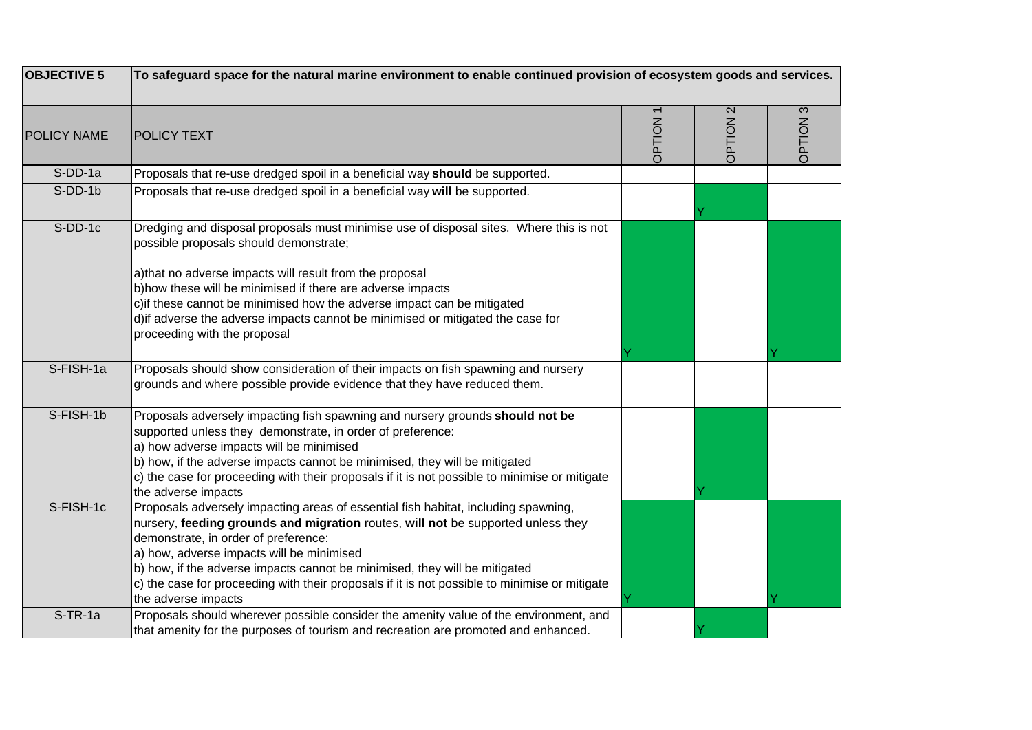| OBJECTIVE 5 | To safeguard space for the natural marine environment to enable continued provision of ecosystem goods and services. | | | |
|---|---|---|---|---|
| **POLICY NAME** | **POLICY TEXT** | **OPTION 1** | **OPTION 2** | **OPTION 3** |
| S-DD-1a | Proposals that re-use dredged spoil in a beneficial way **should** be supported. | | | |
| S-DD-1b | Proposals that re-use dredged spoil in a beneficial way **will** be supported. | | Y | |
| S-DD-1c | Dredging and disposal proposals must minimise use of disposal sites. Where this is not possible proposals should demonstrate;<br><br>a)that no adverse impacts will result from the proposal<br>b)how these will be minimised if there are adverse impacts<br>c)if these cannot be minimised how the adverse impact can be mitigated<br>d)if adverse the adverse impacts cannot be minimised or mitigated the case for proceeding with the proposal | Y | | Y |
| S-FISH-1a | Proposals should show consideration of their impacts on fish spawning and nursery grounds and where possible provide evidence that they have reduced them. | | | |
| S-FISH-1b | Proposals adversely impacting fish spawning and nursery grounds **should not be** supported unless they demonstrate, in order of preference:<br>a) how adverse impacts will be minimised<br>b) how, if the adverse impacts cannot be minimised, they will be mitigated<br>c) the case for proceeding with their proposals if it is not possible to minimise or mitigate the adverse impacts | | Y | |
| S-FISH-1c | Proposals adversely impacting areas of essential fish habitat, including spawning, nursery, **feeding grounds and migration** routes, **will not** be supported unless they demonstrate, in order of preference:<br>a) how, adverse impacts will be minimised<br>b) how, if the adverse impacts cannot be minimised, they will be mitigated<br>c) the case for proceeding with their proposals if it is not possible to minimise or mitigate the adverse impacts | Y | | Y |
| S-TR-1a | Proposals should wherever possible consider the amenity value of the environment, and that amenity for the purposes of tourism and recreation are promoted and enhanced. | | Y | |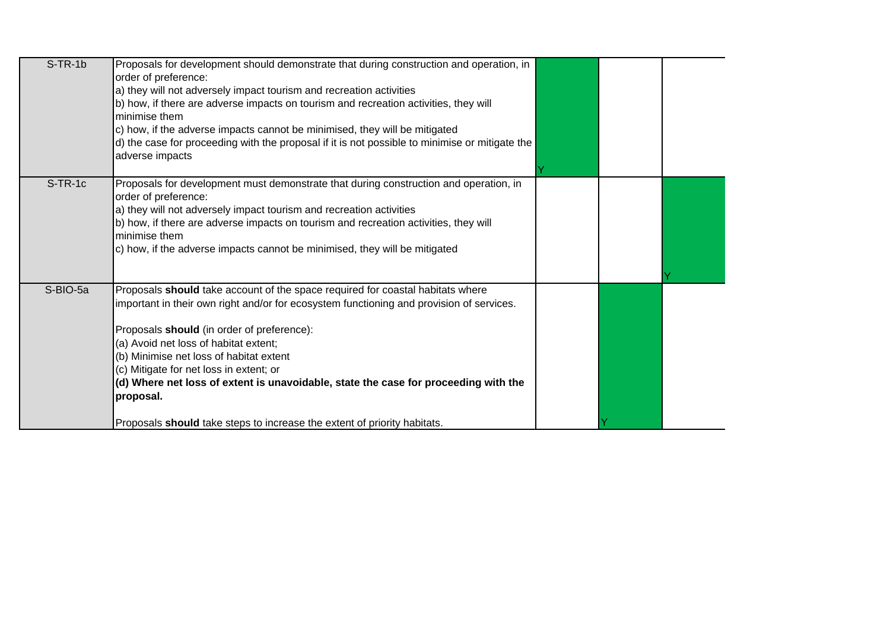| | | | | |
|---|---|---|---|---|
| S-TR-1b | Proposals for development should demonstrate that during construction and operation, in order of preference:<br>a) they will not adversely impact tourism and recreation activities<br>b) how, if there are adverse impacts on tourism and recreation activities, they will minimise them<br>c) how, if the adverse impacts cannot be minimised, they will be mitigated<br>d) the case for proceeding with the proposal if it is not possible to minimise or mitigate the adverse impacts | Y | | |
| S-TR-1c | Proposals for development must demonstrate that during construction and operation, in order of preference:<br>a) they will not adversely impact tourism and recreation activities<br>b) how, if there are adverse impacts on tourism and recreation activities, they will minimise them<br>c) how, if the adverse impacts cannot be minimised, they will be mitigated | | | Y |
| S-BIO-5a | Proposals **should** take account of the space required for coastal habitats where important in their own right and/or for ecosystem functioning and provision of services.<br><br>Proposals **should** (in order of preference):<br>(a) Avoid net loss of habitat extent;<br>(b) Minimise net loss of habitat extent<br>(c) Mitigate for net loss in extent; or<br>**(d) Where net loss of extent is unavoidable, state the case for proceeding with the proposal.**<br><br>Proposals **should** take steps to increase the extent of priority habitats. | | Y | |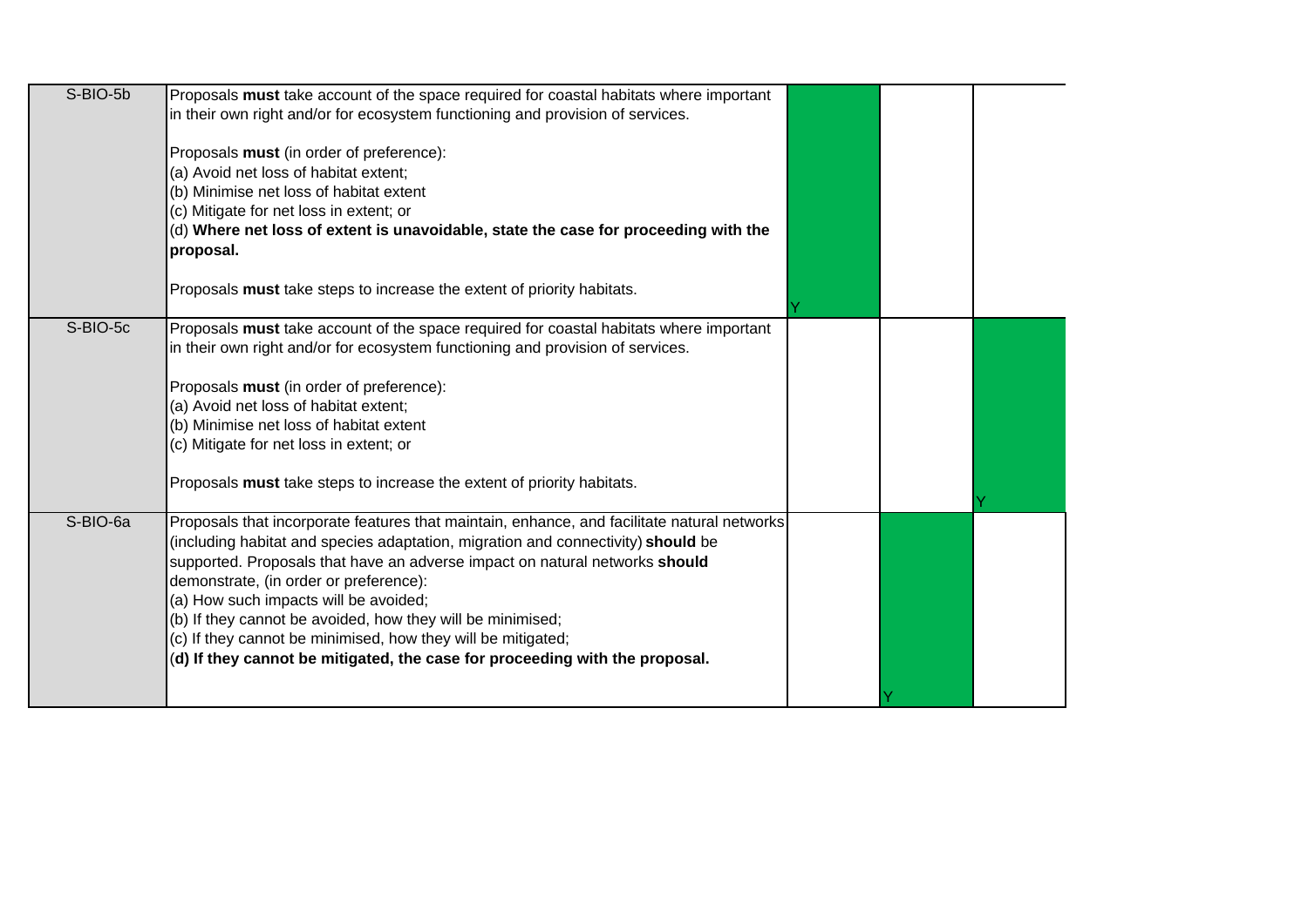| | | | | |
|---|---|---|---|---|
| S-BIO-5b | Proposals **must** take account of the space required for coastal habitats where important in their own right and/or for ecosystem functioning and provision of services.<br><br>Proposals **must** (in order of preference):<br>(a) Avoid net loss of habitat extent;<br>(b) Minimise net loss of habitat extent<br>(c) Mitigate for net loss in extent; or<br>(d) **Where net loss of extent is unavoidable, state the case for proceeding with the proposal.**<br><br>Proposals **must** take steps to increase the extent of priority habitats. | Y | | |
| S-BIO-5c | Proposals **must** take account of the space required for coastal habitats where important in their own right and/or for ecosystem functioning and provision of services.<br><br>Proposals **must** (in order of preference):<br>(a) Avoid net loss of habitat extent;<br>(b) Minimise net loss of habitat extent<br>(c) Mitigate for net loss in extent; or<br><br>Proposals **must** take steps to increase the extent of priority habitats. | | | Y |
| S-BIO-6a | Proposals that incorporate features that maintain, enhance, and facilitate natural networks (including habitat and species adaptation, migration and connectivity) **should** be supported. Proposals that have an adverse impact on natural networks **should** demonstrate, (in order or preference):<br>(a) How such impacts will be avoided;<br>(b) If they cannot be avoided, how they will be minimised;<br>(c) If they cannot be minimised, how they will be mitigated;<br>(**d) If they cannot be mitigated, the case for proceeding with the proposal.** | | Y | |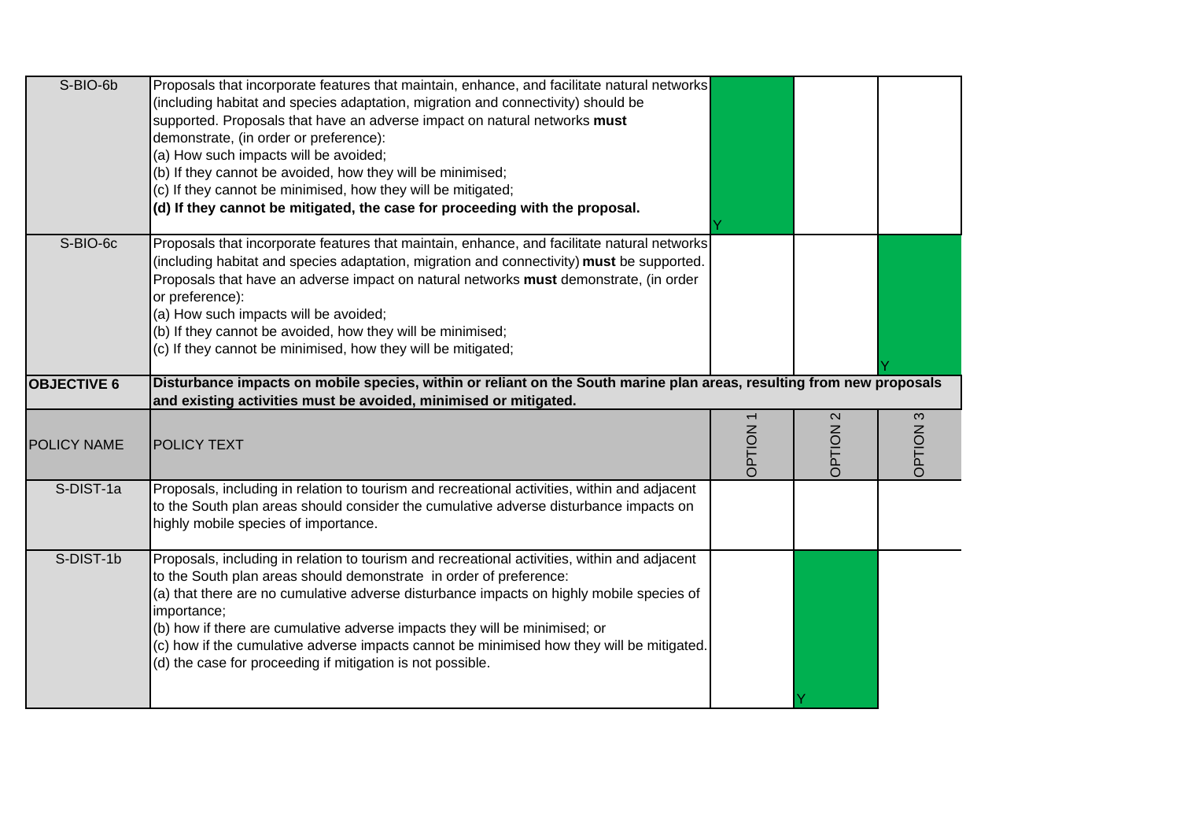| | | | | |
|---|---|---|---|---|
| S-BIO-6b | Proposals that incorporate features that maintain, enhance, and facilitate natural networks (including habitat and species adaptation, migration and connectivity) should be supported. Proposals that have an adverse impact on natural networks **must** demonstrate, (in order or preference):<br>(a) How such impacts will be avoided;<br>(b) If they cannot be avoided, how they will be minimised;<br>(c) If they cannot be minimised, how they will be mitigated;<br>**(d) If they cannot be mitigated, the case for proceeding with the proposal.** | Y | | |
| S-BIO-6c | Proposals that incorporate features that maintain, enhance, and facilitate natural networks (including habitat and species adaptation, migration and connectivity) **must** be supported. Proposals that have an adverse impact on natural networks **must** demonstrate, (in order or preference):<br>(a) How such impacts will be avoided;<br>(b) If they cannot be avoided, how they will be minimised;<br>(c) If they cannot be minimised, how they will be mitigated; | | | Y |
| **OBJECTIVE 6** | **Disturbance impacts on mobile species, within or reliant on the South marine plan areas, resulting from new proposals and existing activities must be avoided, minimised or mitigated.** | | | |
| POLICY NAME | POLICY TEXT | OPTION 1 | OPTION 2 | OPTION 3 |
| S-DIST-1a | Proposals, including in relation to tourism and recreational activities, within and adjacent to the South plan areas should consider the cumulative adverse disturbance impacts on highly mobile species of importance. | | | |
| S-DIST-1b | Proposals, including in relation to tourism and recreational activities, within and adjacent to the South plan areas should demonstrate in order of preference:<br>(a) that there are no cumulative adverse disturbance impacts on highly mobile species of importance;<br>(b) how if there are cumulative adverse impacts they will be minimised; or<br>(c) how if the cumulative adverse impacts cannot be minimised how they will be mitigated.<br>(d) the case for proceeding if mitigation is not possible. | | Y | |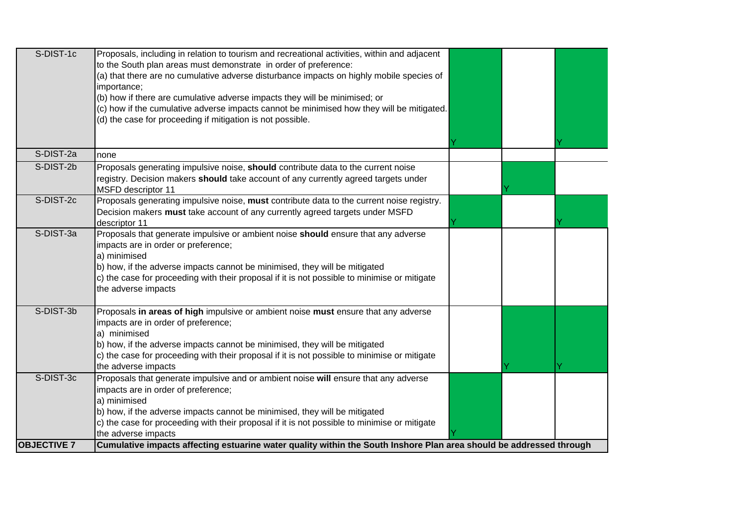| | | | | |
|---|---|---|---|---|
| S-DIST-1c | Proposals, including in relation to tourism and recreational activities, within and adjacent to the South plan areas must demonstrate in order of preference:<br>(a) that there are no cumulative adverse disturbance impacts on highly mobile species of importance;<br>(b) how if there are cumulative adverse impacts they will be minimised; or<br>(c) how if the cumulative adverse impacts cannot be minimised how they will be mitigated.<br>(d) the case for proceeding if mitigation is not possible. | Y | | Y |
| S-DIST-2a | none | | | |
| S-DIST-2b | Proposals generating impulsive noise, **should** contribute data to the current noise registry. Decision makers **should** take account of any currently agreed targets under MSFD descriptor 11 | | Y | |
| S-DIST-2c | Proposals generating impulsive noise, **must** contribute data to the current noise registry. Decision makers **must** take account of any currently agreed targets under MSFD descriptor 11 | Y | | Y |
| S-DIST-3a | Proposals that generate impulsive or ambient noise **should** ensure that any adverse impacts are in order or preference;<br>a) minimised<br>b) how, if the adverse impacts cannot be minimised, they will be mitigated<br>c) the case for proceeding with their proposal if it is not possible to minimise or mitigate the adverse impacts | | | |
| S-DIST-3b | Proposals **in areas of high** impulsive or ambient noise **must** ensure that any adverse impacts are in order of preference;<br>a) minimised<br>b) how, if the adverse impacts cannot be minimised, they will be mitigated<br>c) the case for proceeding with their proposal if it is not possible to minimise or mitigate the adverse impacts | | Y | Y |
| S-DIST-3c | Proposals that generate impulsive and or ambient noise **will** ensure that any adverse impacts are in order of preference;<br>a) minimised<br>b) how, if the adverse impacts cannot be minimised, they will be mitigated<br>c) the case for proceeding with their proposal if it is not possible to minimise or mitigate the adverse impacts | Y | | |
| **OBJECTIVE 7** | **Cumulative impacts affecting estuarine water quality within the South Inshore Plan area should be addressed through** | | | |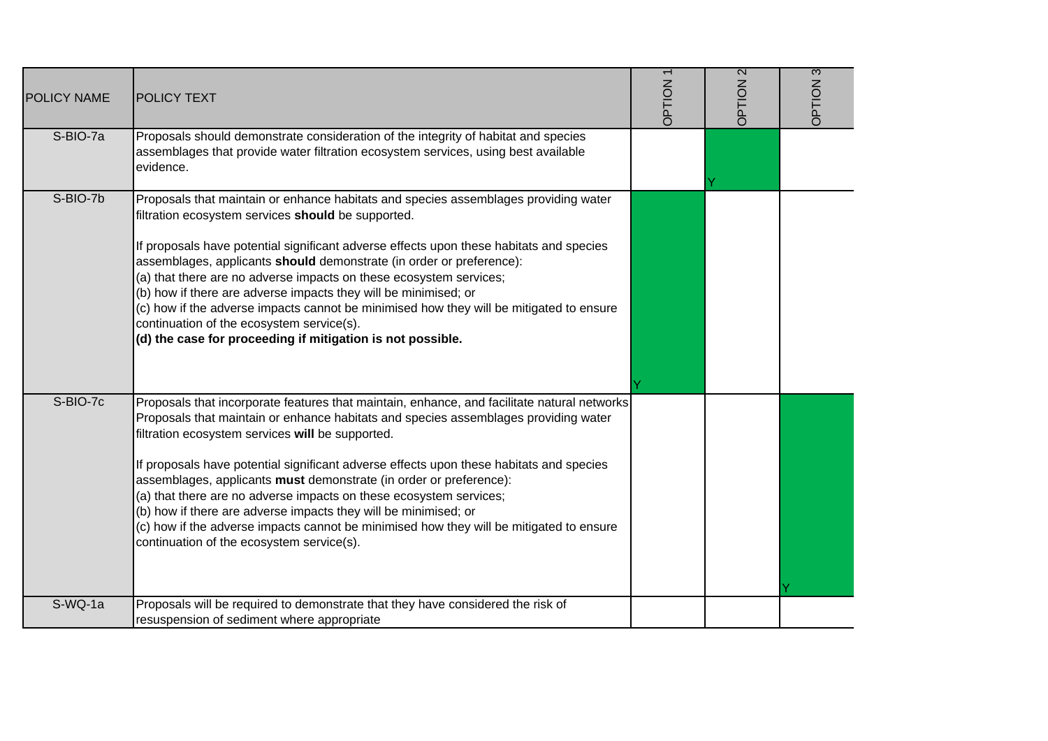| POLICY NAME | POLICY TEXT | OPTION 1 | OPTION 2 | OPTION 3 |
|---|---|---|---|---|
| S-BIO-7a | Proposals should demonstrate consideration of the integrity of habitat and species assemblages that provide water filtration ecosystem services, using best available evidence. | | Y | |
| S-BIO-7b | Proposals that maintain or enhance habitats and species assemblages providing water filtration ecosystem services **should** be supported.<br><br>If proposals have potential significant adverse effects upon these habitats and species assemblages, applicants **should** demonstrate (in order or preference):<br>(a) that there are no adverse impacts on these ecosystem services;<br>(b) how if there are adverse impacts they will be minimised; or<br>(c) how if the adverse impacts cannot be minimised how they will be mitigated to ensure continuation of the ecosystem service(s).<br>**(d) the case for proceeding if mitigation is not possible.** | Y | | |
| S-BIO-7c | Proposals that incorporate features that maintain, enhance, and facilitate natural networks Proposals that maintain or enhance habitats and species assemblages providing water filtration ecosystem services **will** be supported.<br><br>If proposals have potential significant adverse effects upon these habitats and species assemblages, applicants **must** demonstrate (in order or preference):<br>(a) that there are no adverse impacts on these ecosystem services;<br>(b) how if there are adverse impacts they will be minimised; or<br>(c) how if the adverse impacts cannot be minimised how they will be mitigated to ensure continuation of the ecosystem service(s). | | | Y |
| S-WQ-1a | Proposals will be required to demonstrate that they have considered the risk of resuspension of sediment where appropriate | | | |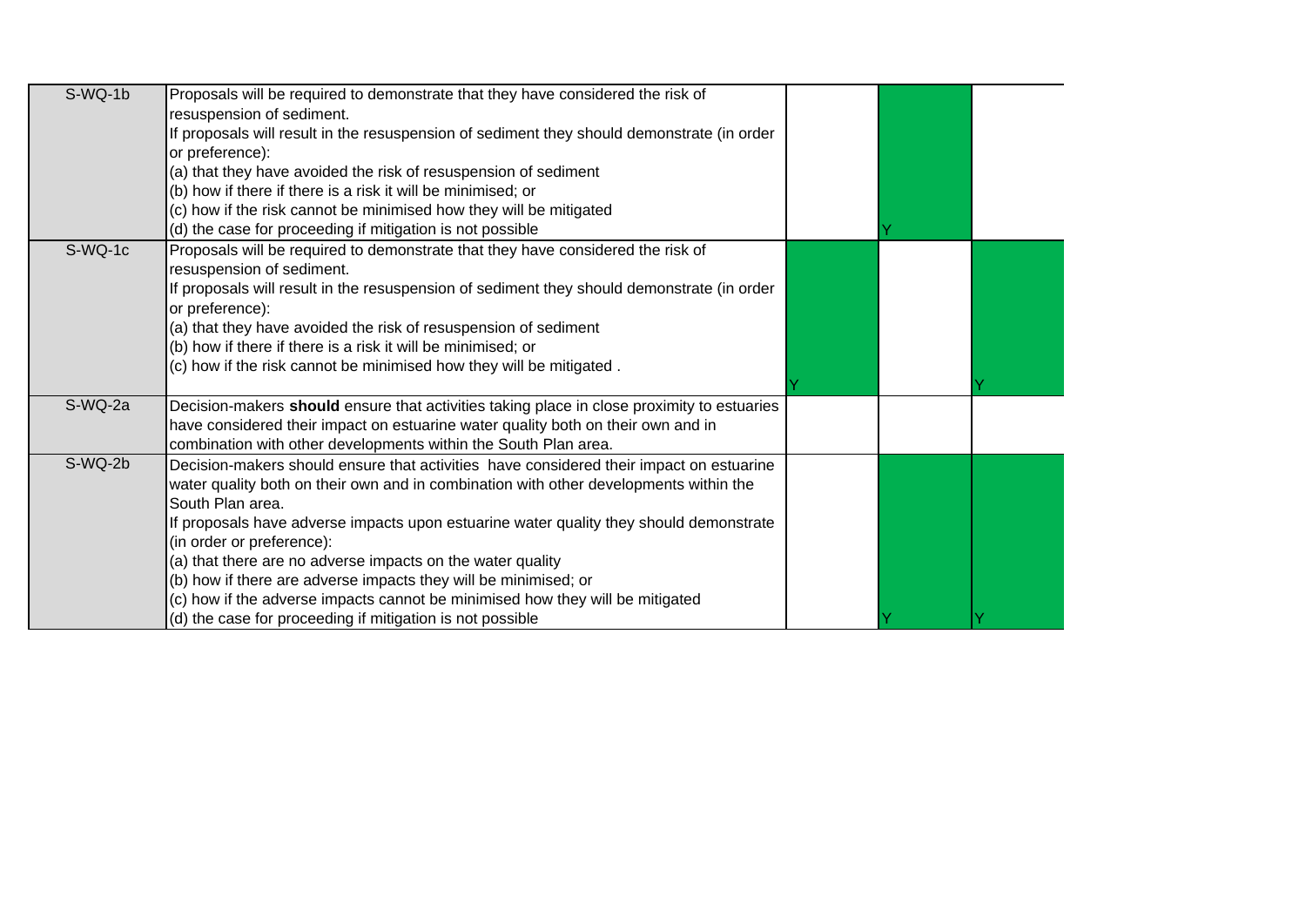| | | | | |
|---|---|---|---|---|
| S-WQ-1b | Proposals will be required to demonstrate that they have considered the risk of resuspension of sediment.<br>If proposals will result in the resuspension of sediment they should demonstrate (in order or preference):<br>(a) that they have avoided the risk of resuspension of sediment<br>(b) how if there if there is a risk it will be minimised; or<br>(c) how if the risk cannot be minimised how they will be mitigated<br>(d) the case for proceeding if mitigation is not possible | | Y | |
| S-WQ-1c | Proposals will be required to demonstrate that they have considered the risk of resuspension of sediment.<br>If proposals will result in the resuspension of sediment they should demonstrate (in order or preference):<br>(a) that they have avoided the risk of resuspension of sediment<br>(b) how if there if there is a risk it will be minimised; or<br>(c) how if the risk cannot be minimised how they will be mitigated . | Y | | Y |
| S-WQ-2a | Decision-makers **should** ensure that activities taking place in close proximity to estuaries have considered their impact on estuarine water quality both on their own and in combination with other developments within the South Plan area. | | | |
| S-WQ-2b | Decision-makers should ensure that activities have considered their impact on estuarine water quality both on their own and in combination with other developments within the South Plan area.<br>If proposals have adverse impacts upon estuarine water quality they should demonstrate (in order or preference):<br>(a) that there are no adverse impacts on the water quality<br>(b) how if there are adverse impacts they will be minimised; or<br>(c) how if the adverse impacts cannot be minimised how they will be mitigated<br>(d) the case for proceeding if mitigation is not possible | | Y | Y |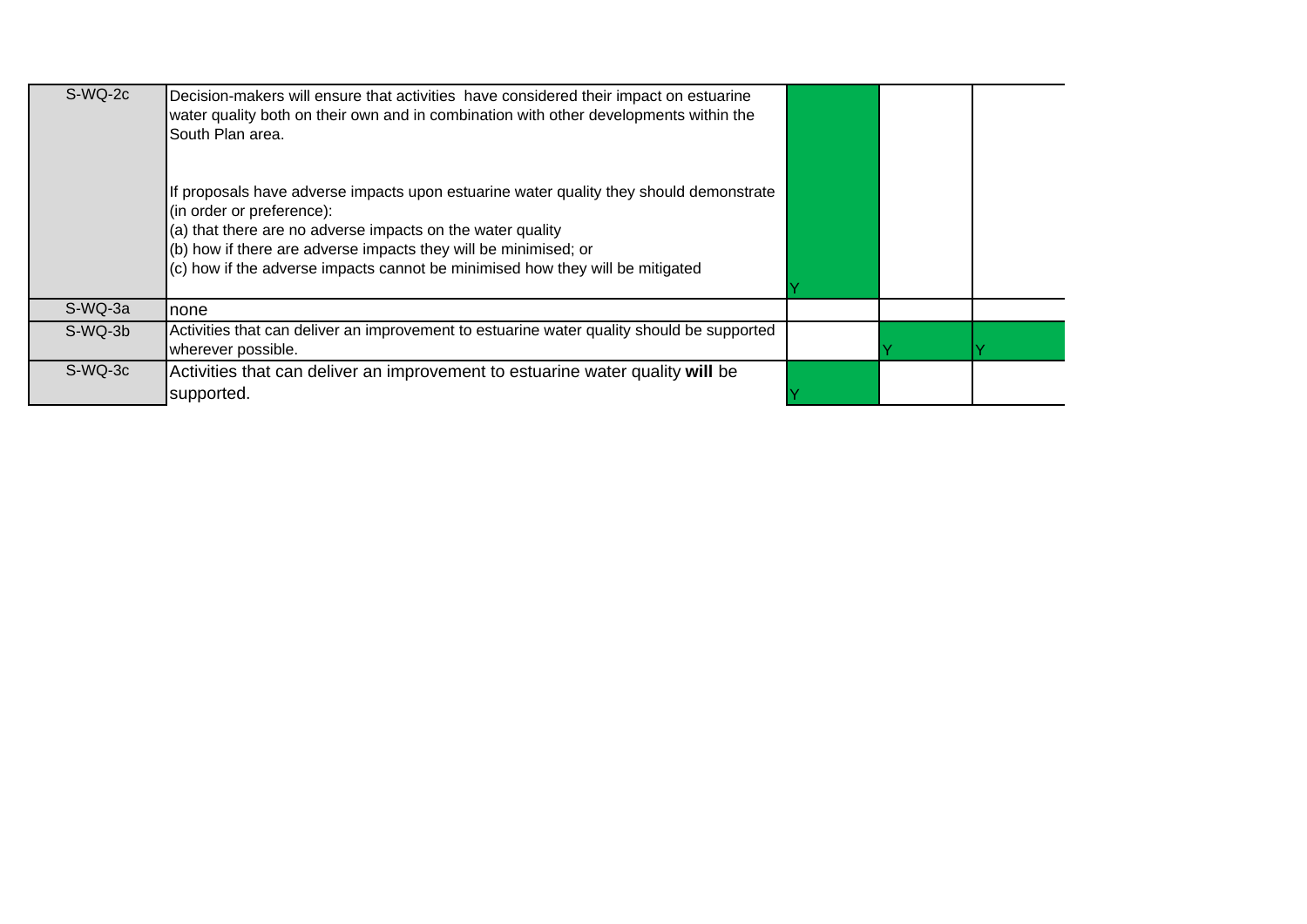| | | | | |
|---|---|---|---|---|
| S-WQ-2c | Decision-makers will ensure that activities have considered their impact on estuarine water quality both on their own and in combination with other developments within the South Plan area.<br><br>If proposals have adverse impacts upon estuarine water quality they should demonstrate (in order or preference):<br>(a) that there are no adverse impacts on the water quality<br>(b) how if there are adverse impacts they will be minimised; or<br>(c) how if the adverse impacts cannot be minimised how they will be mitigated | Y | | |
| S-WQ-3a | none | | | |
| S-WQ-3b | Activities that can deliver an improvement to estuarine water quality should be supported wherever possible. | | Y | Y |
| S-WQ-3c | Activities that can deliver an improvement to estuarine water quality **will** be supported. | Y | | |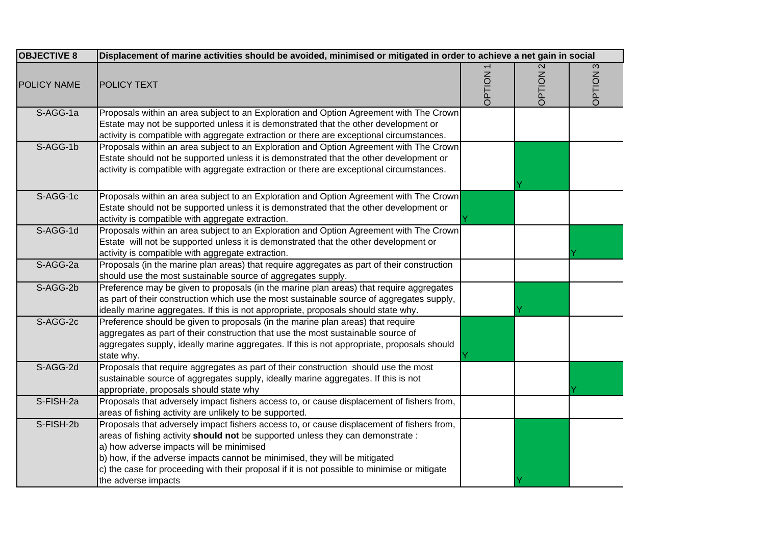| OBJECTIVE 8 | Displacement of marine activities should be avoided, minimised or mitigated in order to achieve a net gain in social | | | |
|---|---|---|---|---|
| POLICY NAME | POLICY TEXT | OPTION 1 | OPTION 2 | OPTION 3 |
| S-AGG-1a | Proposals within an area subject to an Exploration and Option Agreement with The Crown Estate may not be supported unless it is demonstrated that the other development or activity is compatible with aggregate extraction or there are exceptional circumstances. | | | |
| S-AGG-1b | Proposals within an area subject to an Exploration and Option Agreement with The Crown Estate should not be supported unless it is demonstrated that the other development or activity is compatible with aggregate extraction or there are exceptional circumstances. | | Y | |
| S-AGG-1c | Proposals within an area subject to an Exploration and Option Agreement with The Crown Estate should not be supported unless it is demonstrated that the other development or activity is compatible with aggregate extraction. | Y | | |
| S-AGG-1d | Proposals within an area subject to an Exploration and Option Agreement with The Crown Estate will not be supported unless it is demonstrated that the other development or activity is compatible with aggregate extraction. | | | Y |
| S-AGG-2a | Proposals (in the marine plan areas) that require aggregates as part of their construction should use the most sustainable source of aggregates supply. | | | |
| S-AGG-2b | Preference may be given to proposals (in the marine plan areas) that require aggregates as part of their construction which use the most sustainable source of aggregates supply, ideally marine aggregates. If this is not appropriate, proposals should state why. | | Y | |
| S-AGG-2c | Preference should be given to proposals (in the marine plan areas) that require aggregates as part of their construction that use the most sustainable source of aggregates supply, ideally marine aggregates. If this is not appropriate, proposals should state why. | Y | | |
| S-AGG-2d | Proposals that require aggregates as part of their construction should use the most sustainable source of aggregates supply, ideally marine aggregates. If this is not appropriate, proposals should state why | | | Y |
| S-FISH-2a | Proposals that adversely impact fishers access to, or cause displacement of fishers from, areas of fishing activity are unlikely to be supported. | | | |
| S-FISH-2b | Proposals that adversely impact fishers access to, or cause displacement of fishers from, areas of fishing activity **should not** be supported unless they can demonstrate :<br>a) how adverse impacts will be minimised<br>b) how, if the adverse impacts cannot be minimised, they will be mitigated<br>c) the case for proceeding with their proposal if it is not possible to minimise or mitigate the adverse impacts | | Y | |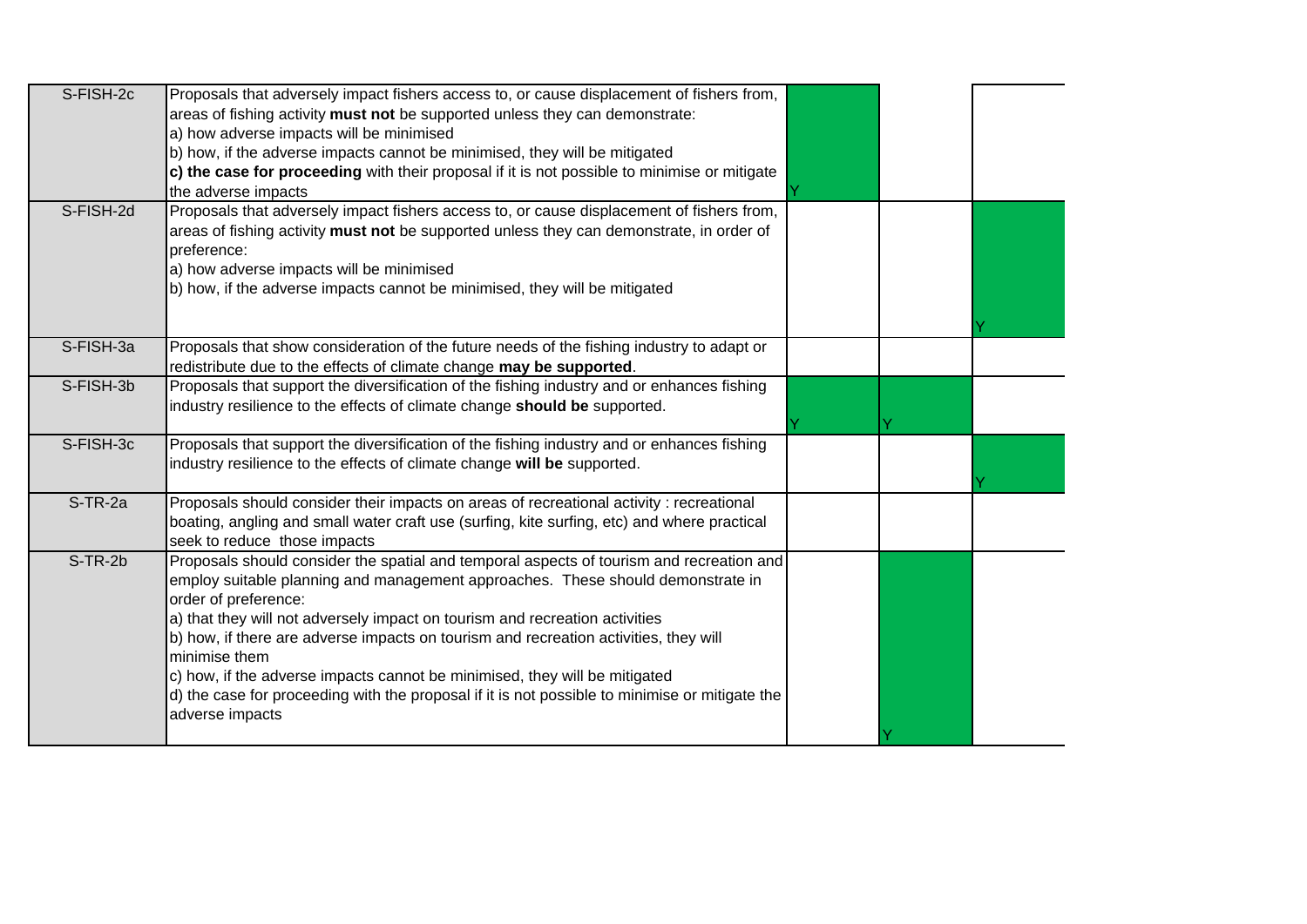| | | | | |
|---|---|---|---|---|
| S-FISH-2c | Proposals that adversely impact fishers access to, or cause displacement of fishers from, areas of fishing activity **must not** be supported unless they can demonstrate:<br>a) how adverse impacts will be minimised<br>b) how, if the adverse impacts cannot be minimised, they will be mitigated<br>**c) the case for proceeding** with their proposal if it is not possible to minimise or mitigate the adverse impacts | Y | | |
| S-FISH-2d | Proposals that adversely impact fishers access to, or cause displacement of fishers from, areas of fishing activity **must not** be supported unless they can demonstrate, in order of preference:<br>a) how adverse impacts will be minimised<br>b) how, if the adverse impacts cannot be minimised, they will be mitigated | | | Y |
| S-FISH-3a | Proposals that show consideration of the future needs of the fishing industry to adapt or redistribute due to the effects of climate change **may be supported**. | | | |
| S-FISH-3b | Proposals that support the diversification of the fishing industry and or enhances fishing industry resilience to the effects of climate change **should be** supported. | Y | Y | |
| S-FISH-3c | Proposals that support the diversification of the fishing industry and or enhances fishing industry resilience to the effects of climate change **will be** supported. | | | Y |
| S-TR-2a | Proposals should consider their impacts on areas of recreational activity : recreational boating, angling and small water craft use (surfing, kite surfing, etc) and where practical seek to reduce those impacts | | | |
| S-TR-2b | Proposals should consider the spatial and temporal aspects of tourism and recreation and employ suitable planning and management approaches. These should demonstrate in order of preference:<br>a) that they will not adversely impact on tourism and recreation activities<br>b) how, if there are adverse impacts on tourism and recreation activities, they will minimise them<br>c) how, if the adverse impacts cannot be minimised, they will be mitigated<br>d) the case for proceeding with the proposal if it is not possible to minimise or mitigate the adverse impacts | | Y | |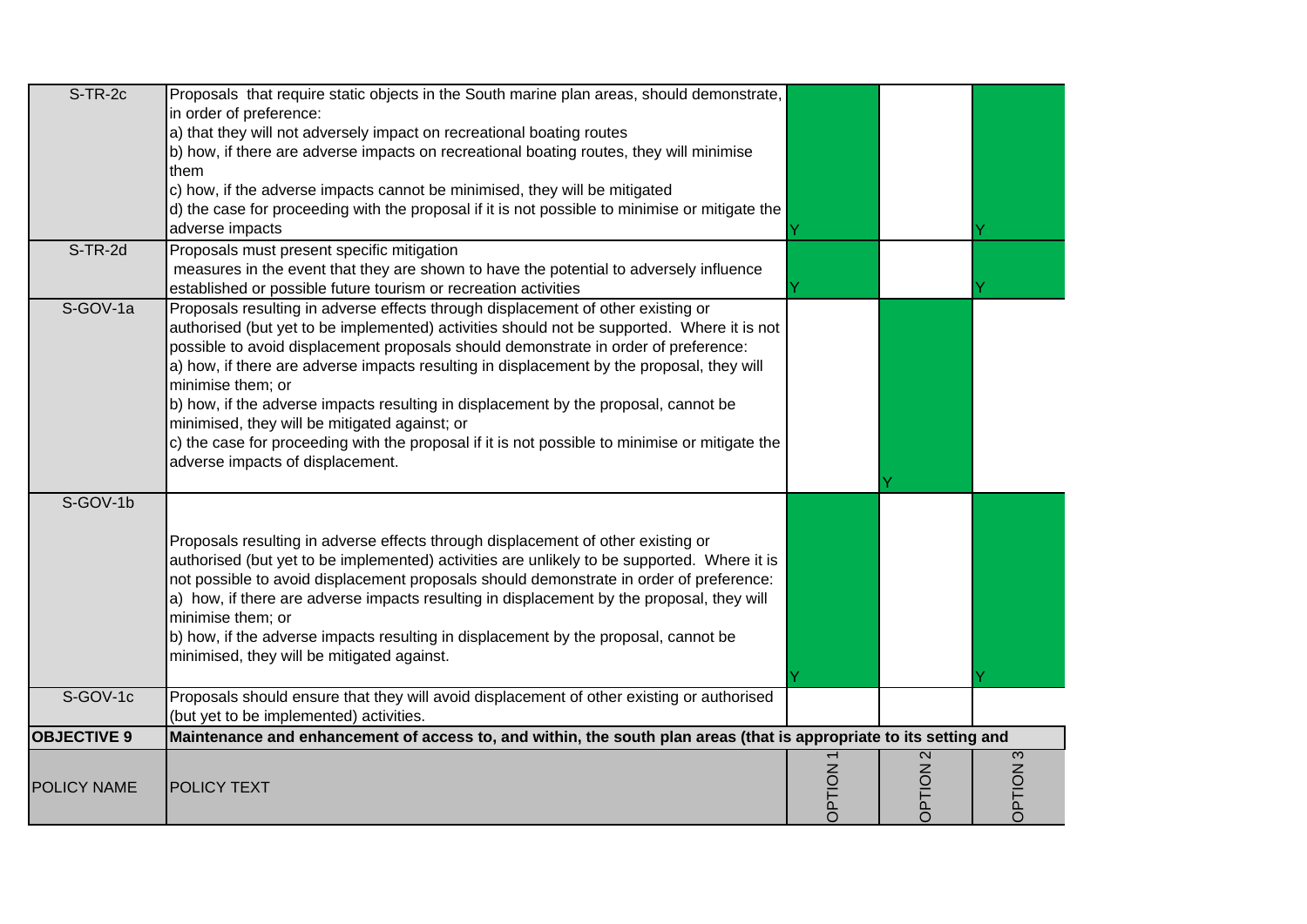| S-TR-2c | Proposals that require static objects in the South marine plan areas, should demonstrate, in order of preference:<br>a) that they will not adversely impact on recreational boating routes<br>b) how, if there are adverse impacts on recreational boating routes, they will minimise them<br>c) how, if the adverse impacts cannot be minimised, they will be mitigated<br>d) the case for proceeding with the proposal if it is not possible to minimise or mitigate the adverse impacts | Y | | Y |
|---|---|---|---|---|
| S-TR-2d | Proposals must present specific mitigation measures in the event that they are shown to have the potential to adversely influence established or possible future tourism or recreation activities | Y | | Y |
| S-GOV-1a | Proposals resulting in adverse effects through displacement of other existing or authorised (but yet to be implemented) activities should not be supported. Where it is not possible to avoid displacement proposals should demonstrate in order of preference:<br>a) how, if there are adverse impacts resulting in displacement by the proposal, they will minimise them; or<br>b) how, if the adverse impacts resulting in displacement by the proposal, cannot be minimised, they will be mitigated against; or<br>c) the case for proceeding with the proposal if it is not possible to minimise or mitigate the adverse impacts of displacement. | | Y | |
| S-GOV-1b | Proposals resulting in adverse effects through displacement of other existing or authorised (but yet to be implemented) activities are unlikely to be supported. Where it is not possible to avoid displacement proposals should demonstrate in order of preference:<br>a) how, if there are adverse impacts resulting in displacement by the proposal, they will minimise them; or<br>b) how, if the adverse impacts resulting in displacement by the proposal, cannot be minimised, they will be mitigated against. | Y | | Y |
| S-GOV-1c | Proposals should ensure that they will avoid displacement of other existing or authorised (but yet to be implemented) activities. | | | |
| **OBJECTIVE 9** | **Maintenance and enhancement of access to, and within, the south plan areas (that is appropriate to its setting and** | | | |
| POLICY NAME | POLICY TEXT | OPTION 1 | OPTION 2 | OPTION 3 |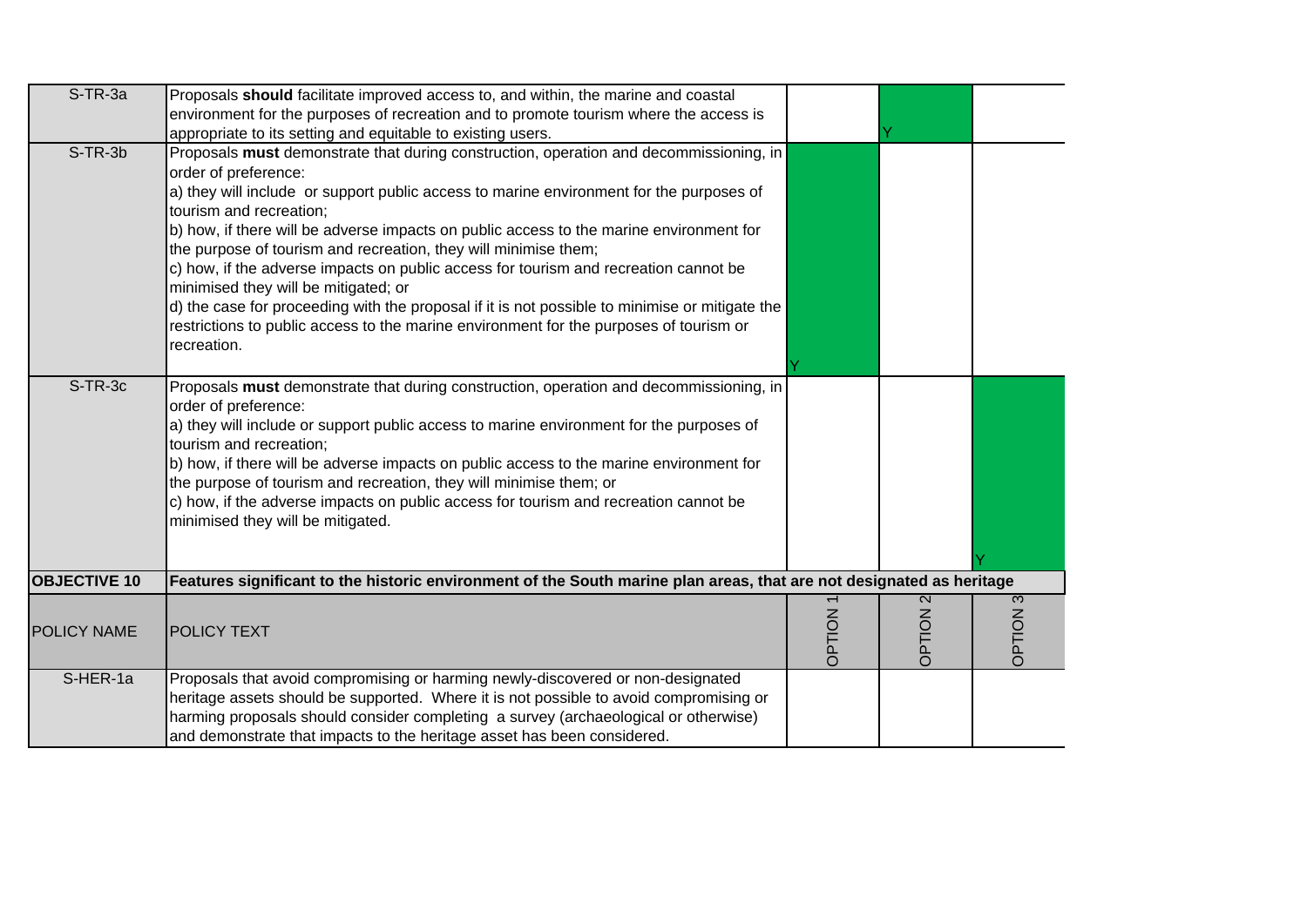| S-TR-3a | Proposals **should** facilitate improved access to, and within, the marine and coastal environment for the purposes of recreation and to promote tourism where the access is appropriate to its setting and equitable to existing users. | | Y | |
|---|---|---|---|---|
| S-TR-3b | Proposals **must** demonstrate that during construction, operation and decommissioning, in order of preference:<br>a) they will include or support public access to marine environment for the purposes of tourism and recreation;<br>b) how, if there will be adverse impacts on public access to the marine environment for the purpose of tourism and recreation, they will minimise them;<br>c) how, if the adverse impacts on public access for tourism and recreation cannot be minimised they will be mitigated; or<br>d) the case for proceeding with the proposal if it is not possible to minimise or mitigate the restrictions to public access to the marine environment for the purposes of tourism or recreation. | Y | | |
| S-TR-3c | Proposals **must** demonstrate that during construction, operation and decommissioning, in order of preference:<br>a) they will include or support public access to marine environment for the purposes of tourism and recreation;<br>b) how, if there will be adverse impacts on public access to the marine environment for the purpose of tourism and recreation, they will minimise them; or<br>c) how, if the adverse impacts on public access for tourism and recreation cannot be minimised they will be mitigated. | | | Y |
| **OBJECTIVE 10** | **Features significant to the historic environment of the South marine plan areas, that are not designated as heritage** | | | |
| POLICY NAME | POLICY TEXT | OPTION 1 | OPTION 2 | OPTION 3 |
| S-HER-1a | Proposals that avoid compromising or harming newly-discovered or non-designated heritage assets should be supported. Where it is not possible to avoid compromising or harming proposals should consider completing a survey (archaeological or otherwise) and demonstrate that impacts to the heritage asset has been considered. | | | |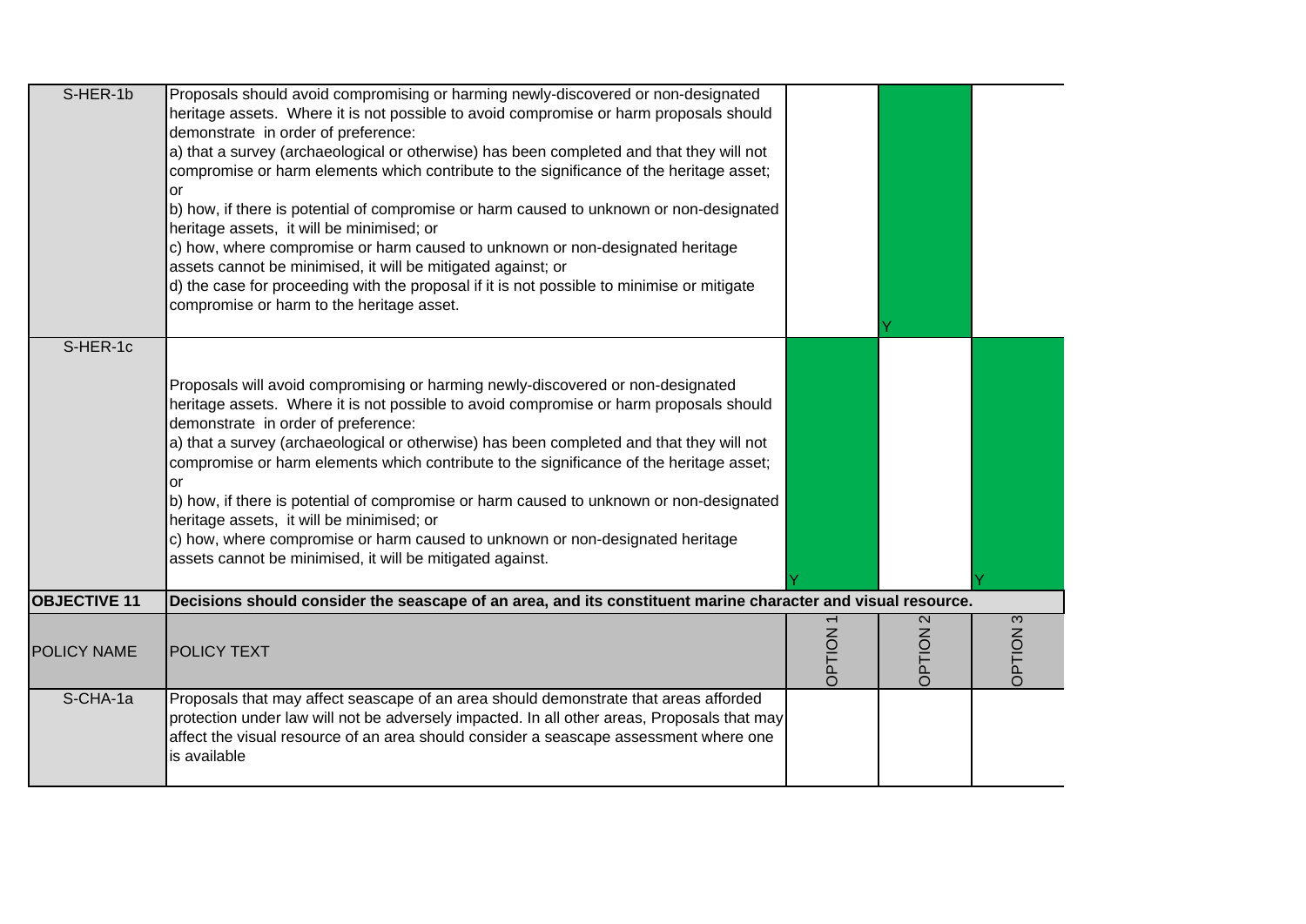| | | | | |
|---|---|---|---|---|
| S-HER-1b | Proposals should avoid compromising or harming newly-discovered or non-designated heritage assets. Where it is not possible to avoid compromise or harm proposals should demonstrate in order of preference:<br>a) that a survey (archaeological or otherwise) has been completed and that they will not compromise or harm elements which contribute to the significance of the heritage asset; or<br>b) how, if there is potential of compromise or harm caused to unknown or non-designated heritage assets, it will be minimised; or<br>c) how, where compromise or harm caused to unknown or non-designated heritage assets cannot be minimised, it will be mitigated against; or<br>d) the case for proceeding with the proposal if it is not possible to minimise or mitigate compromise or harm to the heritage asset. | | Y | |
| S-HER-1c | Proposals will avoid compromising or harming newly-discovered or non-designated heritage assets. Where it is not possible to avoid compromise or harm proposals should demonstrate in order of preference:<br>a) that a survey (archaeological or otherwise) has been completed and that they will not compromise or harm elements which contribute to the significance of the heritage asset; or<br>b) how, if there is potential of compromise or harm caused to unknown or non-designated heritage assets, it will be minimised; or<br>c) how, where compromise or harm caused to unknown or non-designated heritage assets cannot be minimised, it will be mitigated against. | Y | | Y |

| **OBJECTIVE 11** | **Decisions should consider the seascape of an area, and its constituent marine character and visual resource.** | | | |
|---|---|---|---|---|
| POLICY NAME | POLICY TEXT | OPTION 1 | OPTION 2 | OPTION 3 |
| S-CHA-1a | Proposals that may affect seascape of an area should demonstrate that areas afforded protection under law will not be adversely impacted. In all other areas, Proposals that may affect the visual resource of an area should consider a seascape assessment where one is available | | | |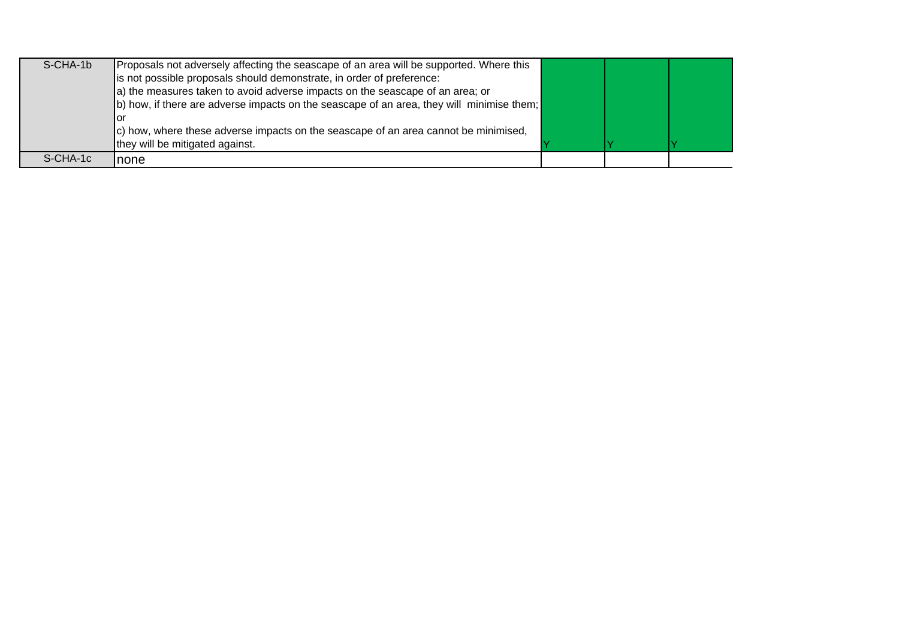| | | | | |
|---|---|---|---|---|
| S-CHA-1b | Proposals not adversely affecting the seascape of an area will be supported. Where this is not possible proposals should demonstrate, in order of preference:<br>a) the measures taken to avoid adverse impacts on the seascape of an area; or<br>b) how, if there are adverse impacts on the seascape of an area, they will minimise them; or<br>c) how, where these adverse impacts on the seascape of an area cannot be minimised, they will be mitigated against. | Y | Y | Y |
| S-CHA-1c | none | | | |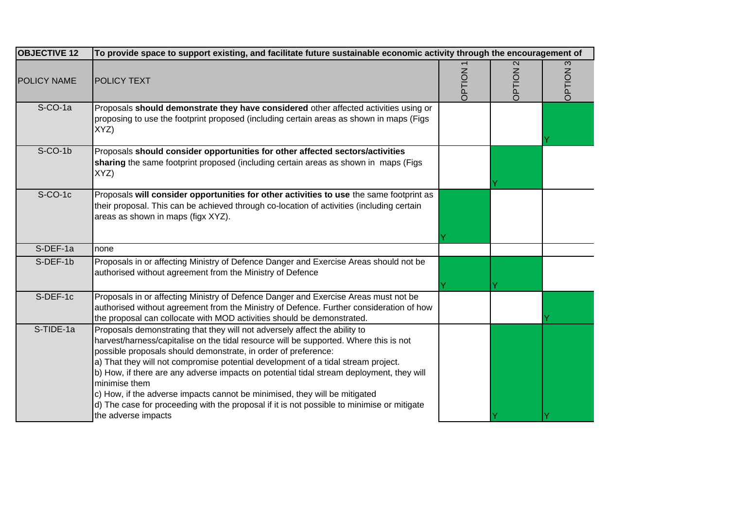| OBJECTIVE 12 | To provide space to support existing, and facilitate future sustainable economic activity through the encouragement of | | | |
|---|---|---|---|---|
| POLICY NAME | POLICY TEXT | OPTION 1 | OPTION 2 | OPTION 3 |
| S-CO-1a | Proposals **should demonstrate they have considered** other affected activities using or proposing to use the footprint proposed (including certain areas as shown in maps (Figs XYZ) | | | Y |
| S-CO-1b | Proposals **should consider opportunities for other affected sectors/activities sharing** the same footprint proposed (including certain areas as shown in maps (Figs XYZ) | | Y | |
| S-CO-1c | Proposals **will consider opportunities for other activities to use** the same footprint as their proposal. This can be achieved through co-location of activities (including certain areas as shown in maps (figx XYZ). | Y | | |
| S-DEF-1a | none | | | |
| S-DEF-1b | Proposals in or affecting Ministry of Defence Danger and Exercise Areas should not be authorised without agreement from the Ministry of Defence | Y | Y | |
| S-DEF-1c | Proposals in or affecting Ministry of Defence Danger and Exercise Areas must not be authorised without agreement from the Ministry of Defence. Further consideration of how the proposal can collocate with MOD activities should be demonstrated. | | | Y |
| S-TIDE-1a | Proposals demonstrating that they will not adversely affect the ability to harvest/harness/capitalise on the tidal resource will be supported. Where this is not possible proposals should demonstrate, in order of preference:<br>a) That they will not compromise potential development of a tidal stream project.<br>b) How, if there are any adverse impacts on potential tidal stream deployment, they will minimise them<br>c) How, if the adverse impacts cannot be minimised, they will be mitigated<br>d) The case for proceeding with the proposal if it is not possible to minimise or mitigate the adverse impacts | | Y | Y |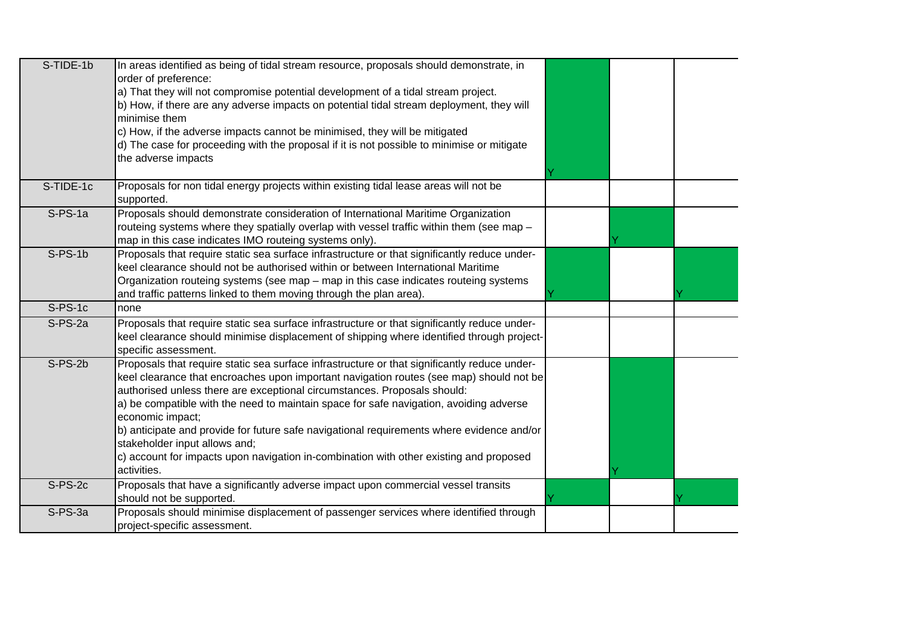| | | | | |
|---|---|---|---|---|
| S-TIDE-1b | In areas identified as being of tidal stream resource, proposals should demonstrate, in order of preference:<br>a) That they will not compromise potential development of a tidal stream project.<br>b) How, if there are any adverse impacts on potential tidal stream deployment, they will minimise them<br>c) How, if the adverse impacts cannot be minimised, they will be mitigated<br>d) The case for proceeding with the proposal if it is not possible to minimise or mitigate the adverse impacts | Y | | |
| S-TIDE-1c | Proposals for non tidal energy projects within existing tidal lease areas will not be supported. | | | |
| S-PS-1a | Proposals should demonstrate consideration of International Maritime Organization routeing systems where they spatially overlap with vessel traffic within them (see map – map in this case indicates IMO routeing systems only). | | Y | |
| S-PS-1b | Proposals that require static sea surface infrastructure or that significantly reduce under-keel clearance should not be authorised within or between International Maritime Organization routeing systems (see map – map in this case indicates routeing systems and traffic patterns linked to them moving through the plan area). | Y | | Y |
| S-PS-1c | none | | | |
| S-PS-2a | Proposals that require static sea surface infrastructure or that significantly reduce under-keel clearance should minimise displacement of shipping where identified through project-specific assessment. | | | |
| S-PS-2b | Proposals that require static sea surface infrastructure or that significantly reduce under-keel clearance that encroaches upon important navigation routes (see map) should not be authorised unless there are exceptional circumstances. Proposals should:<br>a) be compatible with the need to maintain space for safe navigation, avoiding adverse economic impact;<br>b) anticipate and provide for future safe navigational requirements where evidence and/or stakeholder input allows and;<br>c) account for impacts upon navigation in-combination with other existing and proposed activities. | | Y | |
| S-PS-2c | Proposals that have a significantly adverse impact upon commercial vessel transits should not be supported. | Y | | Y |
| S-PS-3a | Proposals should minimise displacement of passenger services where identified through project-specific assessment. | | | |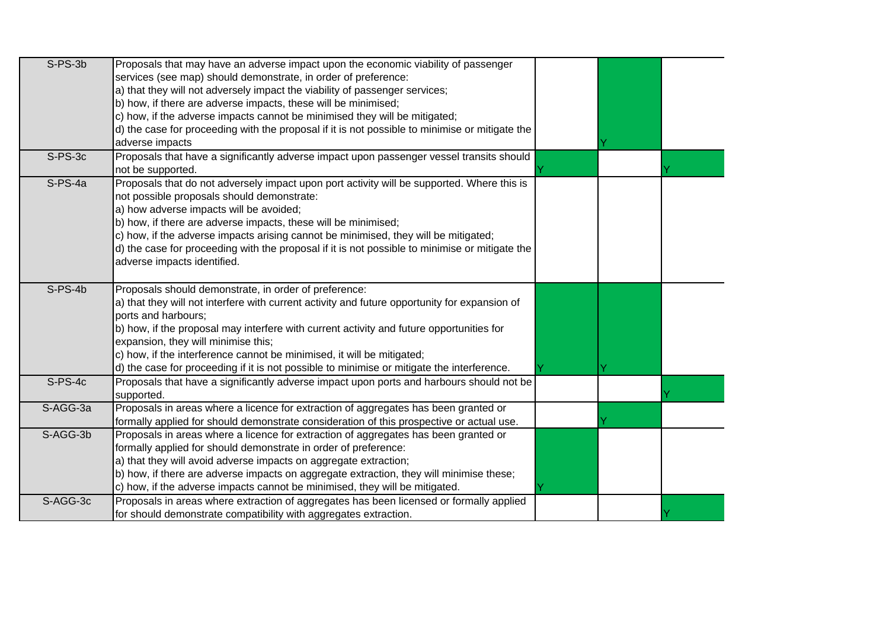| | | | | |
|---|---|---|---|---|
| S-PS-3b | Proposals that may have an adverse impact upon the economic viability of passenger services (see map) should demonstrate, in order of preference:<br>a) that they will not adversely impact the viability of passenger services;<br>b) how, if there are adverse impacts, these will be minimised;<br>c) how, if the adverse impacts cannot be minimised they will be mitigated;<br>d) the case for proceeding with the proposal if it is not possible to minimise or mitigate the adverse impacts | | Y | |
| S-PS-3c | Proposals that have a significantly adverse impact upon passenger vessel transits should not be supported. | Y | | Y |
| S-PS-4a | Proposals that do not adversely impact upon port activity will be supported. Where this is not possible proposals should demonstrate:<br>a) how adverse impacts will be avoided;<br>b) how, if there are adverse impacts, these will be minimised;<br>c) how, if the adverse impacts arising cannot be minimised, they will be mitigated;<br>d) the case for proceeding with the proposal if it is not possible to minimise or mitigate the adverse impacts identified. | | | |
| S-PS-4b | Proposals should demonstrate, in order of preference:<br>a) that they will not interfere with current activity and future opportunity for expansion of ports and harbours;<br>b) how, if the proposal may interfere with current activity and future opportunities for expansion, they will minimise this;<br>c) how, if the interference cannot be minimised, it will be mitigated;<br>d) the case for proceeding if it is not possible to minimise or mitigate the interference. | Y | Y | |
| S-PS-4c | Proposals that have a significantly adverse impact upon ports and harbours should not be supported. | | | Y |
| S-AGG-3a | Proposals in areas where a licence for extraction of aggregates has been granted or formally applied for should demonstrate consideration of this prospective or actual use. | | Y | |
| S-AGG-3b | Proposals in areas where a licence for extraction of aggregates has been granted or formally applied for should demonstrate in order of preference:<br>a) that they will avoid adverse impacts on aggregate extraction;<br>b) how, if there are adverse impacts on aggregate extraction, they will minimise these;<br>c) how, if the adverse impacts cannot be minimised, they will be mitigated. | Y | | |
| S-AGG-3c | Proposals in areas where extraction of aggregates has been licensed or formally applied for should demonstrate compatibility with aggregates extraction. | | | Y |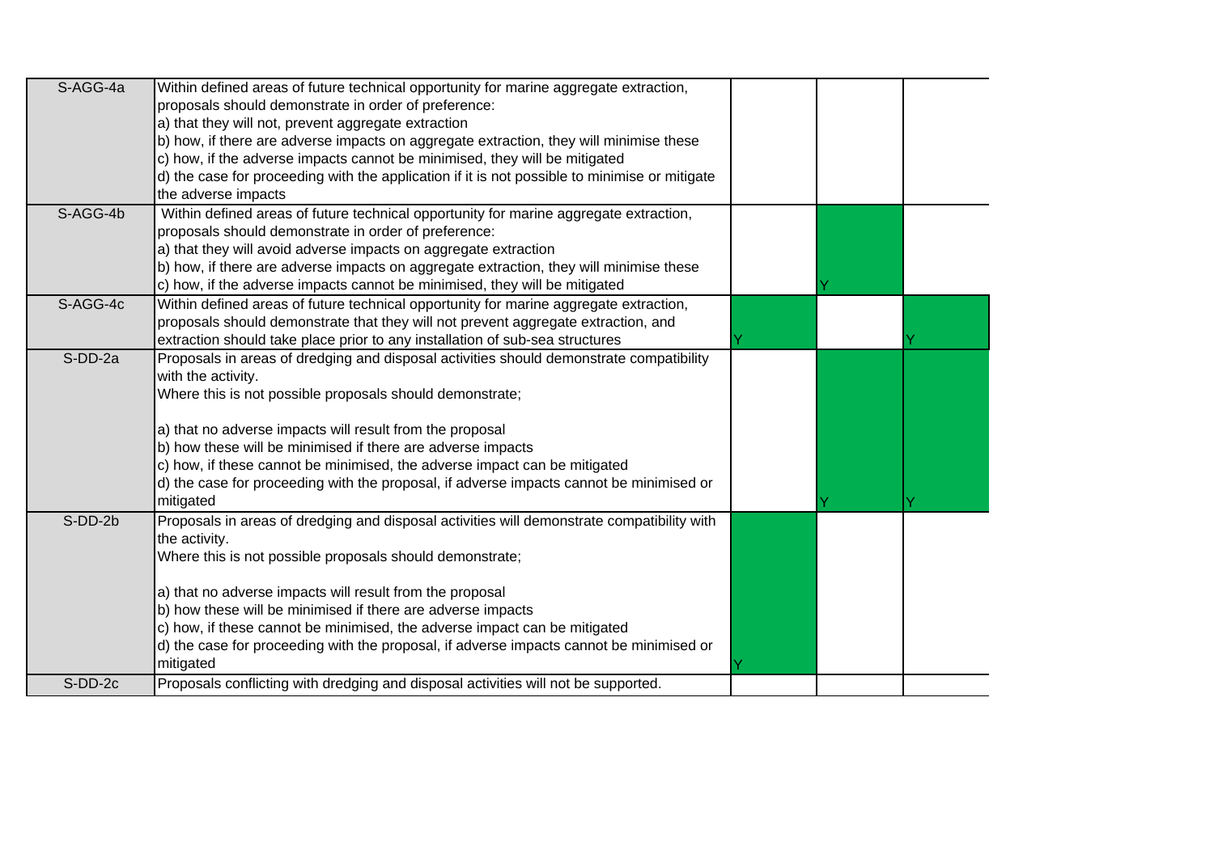| | | | | |
|---|---|---|---|---|
| S-AGG-4a | Within defined areas of future technical opportunity for marine aggregate extraction, proposals should demonstrate in order of preference:<br>a) that they will not, prevent aggregate extraction<br>b) how, if there are adverse impacts on aggregate extraction, they will minimise these<br>c) how, if the adverse impacts cannot be minimised, they will be mitigated<br>d) the case for proceeding with the application if it is not possible to minimise or mitigate the adverse impacts | | | |
| S-AGG-4b | Within defined areas of future technical opportunity for marine aggregate extraction, proposals should demonstrate in order of preference:<br>a) that they will avoid adverse impacts on aggregate extraction<br>b) how, if there are adverse impacts on aggregate extraction, they will minimise these<br>c) how, if the adverse impacts cannot be minimised, they will be mitigated | | Y | |
| S-AGG-4c | Within defined areas of future technical opportunity for marine aggregate extraction, proposals should demonstrate that they will not prevent aggregate extraction, and extraction should take place prior to any installation of sub-sea structures | Y | | Y |
| S-DD-2a | Proposals in areas of dredging and disposal activities should demonstrate compatibility with the activity.<br>Where this is not possible proposals should demonstrate;<br><br>a) that no adverse impacts will result from the proposal<br>b) how these will be minimised if there are adverse impacts<br>c) how, if these cannot be minimised, the adverse impact can be mitigated<br>d) the case for proceeding with the proposal, if adverse impacts cannot be minimised or mitigated | | Y | Y |
| S-DD-2b | Proposals in areas of dredging and disposal activities will demonstrate compatibility with the activity.<br>Where this is not possible proposals should demonstrate;<br><br>a) that no adverse impacts will result from the proposal<br>b) how these will be minimised if there are adverse impacts<br>c) how, if these cannot be minimised, the adverse impact can be mitigated<br>d) the case for proceeding with the proposal, if adverse impacts cannot be minimised or mitigated | Y | | |
| S-DD-2c | Proposals conflicting with dredging and disposal activities will not be supported. | | | |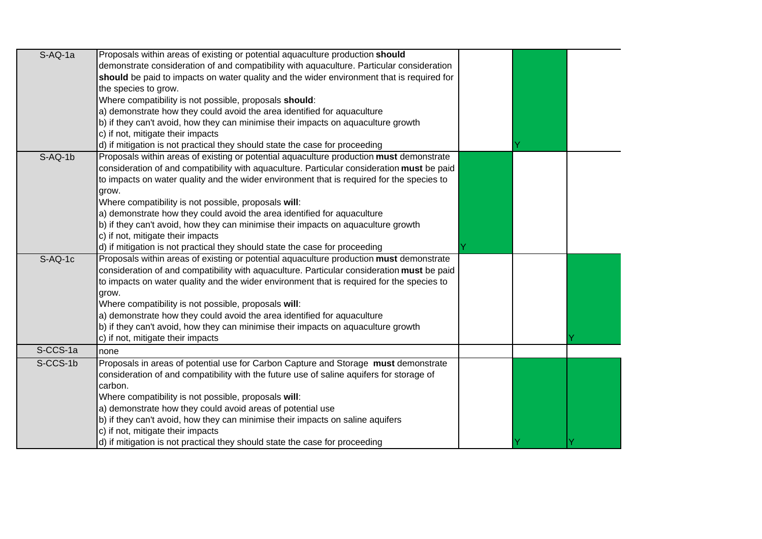| | | | | |
|---|---|---|---|---|
| S-AQ-1a | Proposals within areas of existing or potential aquaculture production **should** demonstrate consideration of and compatibility with aquaculture. Particular consideration **should** be paid to impacts on water quality and the wider environment that is required for the species to grow.<br>Where compatibility is not possible, proposals **should**:<br>a) demonstrate how they could avoid the area identified for aquaculture<br>b) if they can't avoid, how they can minimise their impacts on aquaculture growth<br>c) if not, mitigate their impacts<br>d) if mitigation is not practical they should state the case for proceeding | | Y | |
| S-AQ-1b | Proposals within areas of existing or potential aquaculture production **must** demonstrate consideration of and compatibility with aquaculture. Particular consideration **must** be paid to impacts on water quality and the wider environment that is required for the species to grow.<br>Where compatibility is not possible, proposals **will**:<br>a) demonstrate how they could avoid the area identified for aquaculture<br>b) if they can't avoid, how they can minimise their impacts on aquaculture growth<br>c) if not, mitigate their impacts<br>d) if mitigation is not practical they should state the case for proceeding | Y | | |
| S-AQ-1c | Proposals within areas of existing or potential aquaculture production **must** demonstrate consideration of and compatibility with aquaculture. Particular consideration **must** be paid to impacts on water quality and the wider environment that is required for the species to grow.<br>Where compatibility is not possible, proposals **will**:<br>a) demonstrate how they could avoid the area identified for aquaculture<br>b) if they can't avoid, how they can minimise their impacts on aquaculture growth<br>c) if not, mitigate their impacts | | | Y |
| S-CCS-1a | none | | | |
| S-CCS-1b | Proposals in areas of potential use for Carbon Capture and Storage **must** demonstrate consideration of and compatibility with the future use of saline aquifers for storage of carbon.<br>Where compatibility is not possible, proposals **will**:<br>a) demonstrate how they could avoid areas of potential use<br>b) if they can't avoid, how they can minimise their impacts on saline aquifers<br>c) if not, mitigate their impacts<br>d) if mitigation is not practical they should state the case for proceeding | | Y | Y |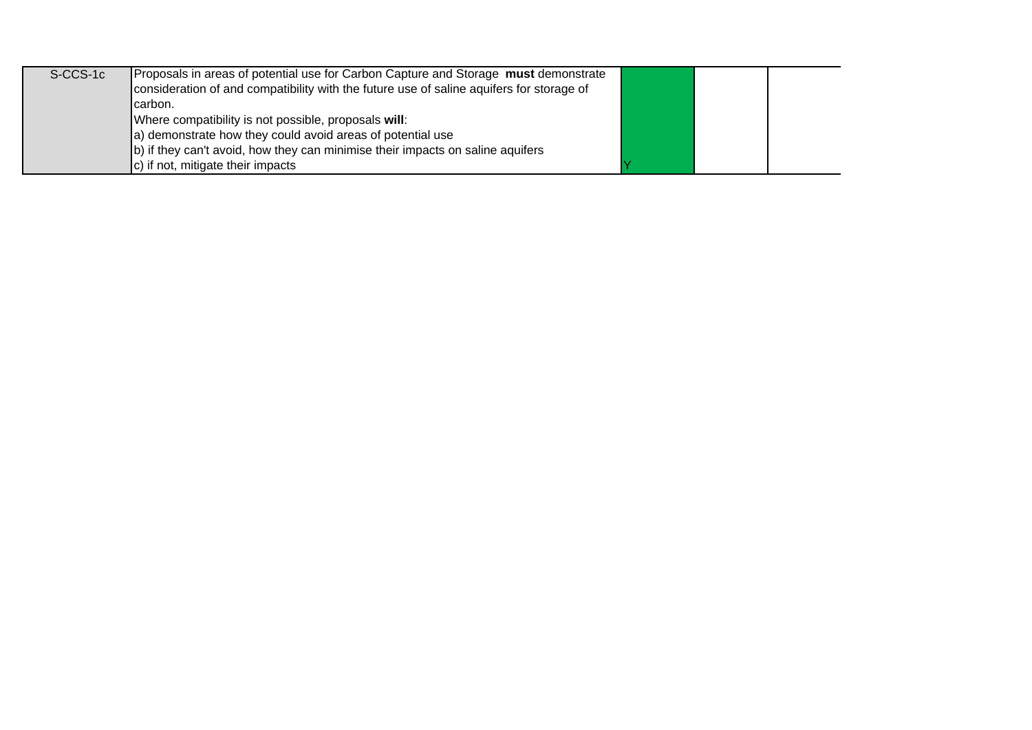| | | | | |
|---|---|---|---|---|
| S-CCS-1c | Proposals in areas of potential use for Carbon Capture and Storage **must** demonstrate consideration of and compatibility with the future use of saline aquifers for storage of carbon.<br>Where compatibility is not possible, proposals **will**:<br>a) demonstrate how they could avoid areas of potential use<br>b) if they can't avoid, how they can minimise their impacts on saline aquifers<br>c) if not, mitigate their impacts | Y | | |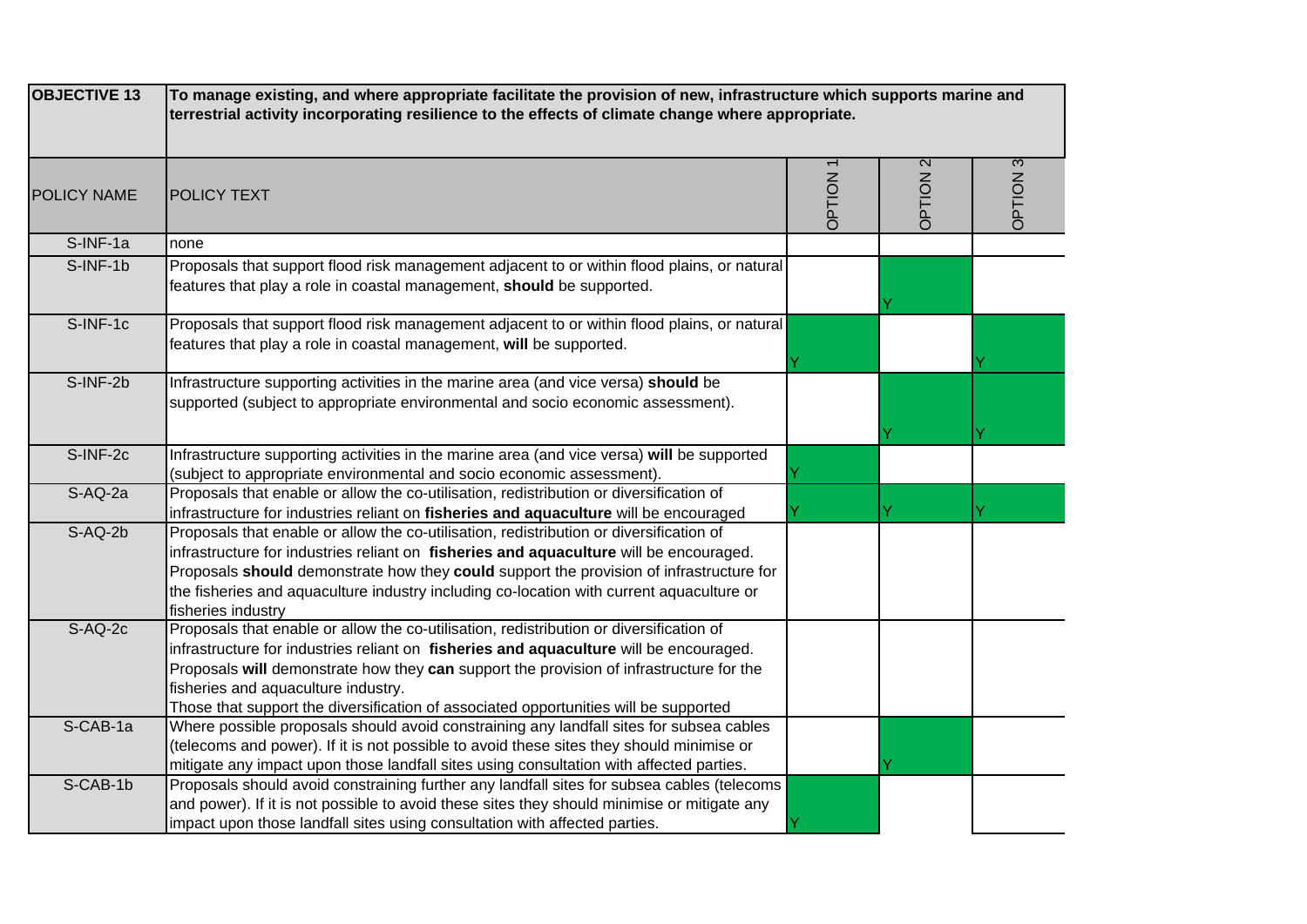| OBJECTIVE 13 | To manage existing, and where appropriate facilitate the provision of new, infrastructure which supports marine and terrestrial activity incorporating resilience to the effects of climate change where appropriate. | | | |
|---|---|---|---|---|
| POLICY NAME | POLICY TEXT | OPTION 1 | OPTION 2 | OPTION 3 |
| S-INF-1a | none | | | |
| S-INF-1b | Proposals that support flood risk management adjacent to or within flood plains, or natural features that play a role in coastal management, **should** be supported. | | Y | |
| S-INF-1c | Proposals that support flood risk management adjacent to or within flood plains, or natural features that play a role in coastal management, **will** be supported. | Y | | Y |
| S-INF-2b | Infrastructure supporting activities in the marine area (and vice versa) **should** be supported (subject to appropriate environmental and socio economic assessment). | | Y | Y |
| S-INF-2c | Infrastructure supporting activities in the marine area (and vice versa) **will** be supported (subject to appropriate environmental and socio economic assessment). | Y | | |
| S-AQ-2a | Proposals that enable or allow the co-utilisation, redistribution or diversification of infrastructure for industries reliant on **fisheries and aquaculture** will be encouraged | Y | Y | Y |
| S-AQ-2b | Proposals that enable or allow the co-utilisation, redistribution or diversification of infrastructure for industries reliant on **fisheries and aquaculture** will be encouraged. Proposals **should** demonstrate how they **could** support the provision of infrastructure for the fisheries and aquaculture industry including co-location with current aquaculture or fisheries industry | | | |
| S-AQ-2c | Proposals that enable or allow the co-utilisation, redistribution or diversification of infrastructure for industries reliant on **fisheries and aquaculture** will be encouraged. Proposals **will** demonstrate how they **can** support the provision of infrastructure for the fisheries and aquaculture industry. Those that support the diversification of associated opportunities will be supported | | | |
| S-CAB-1a | Where possible proposals should avoid constraining any landfall sites for subsea cables (telecoms and power). If it is not possible to avoid these sites they should minimise or mitigate any impact upon those landfall sites using consultation with affected parties. | | Y | |
| S-CAB-1b | Proposals should avoid constraining further any landfall sites for subsea cables (telecoms and power). If it is not possible to avoid these sites they should minimise or mitigate any impact upon those landfall sites using consultation with affected parties. | Y | | |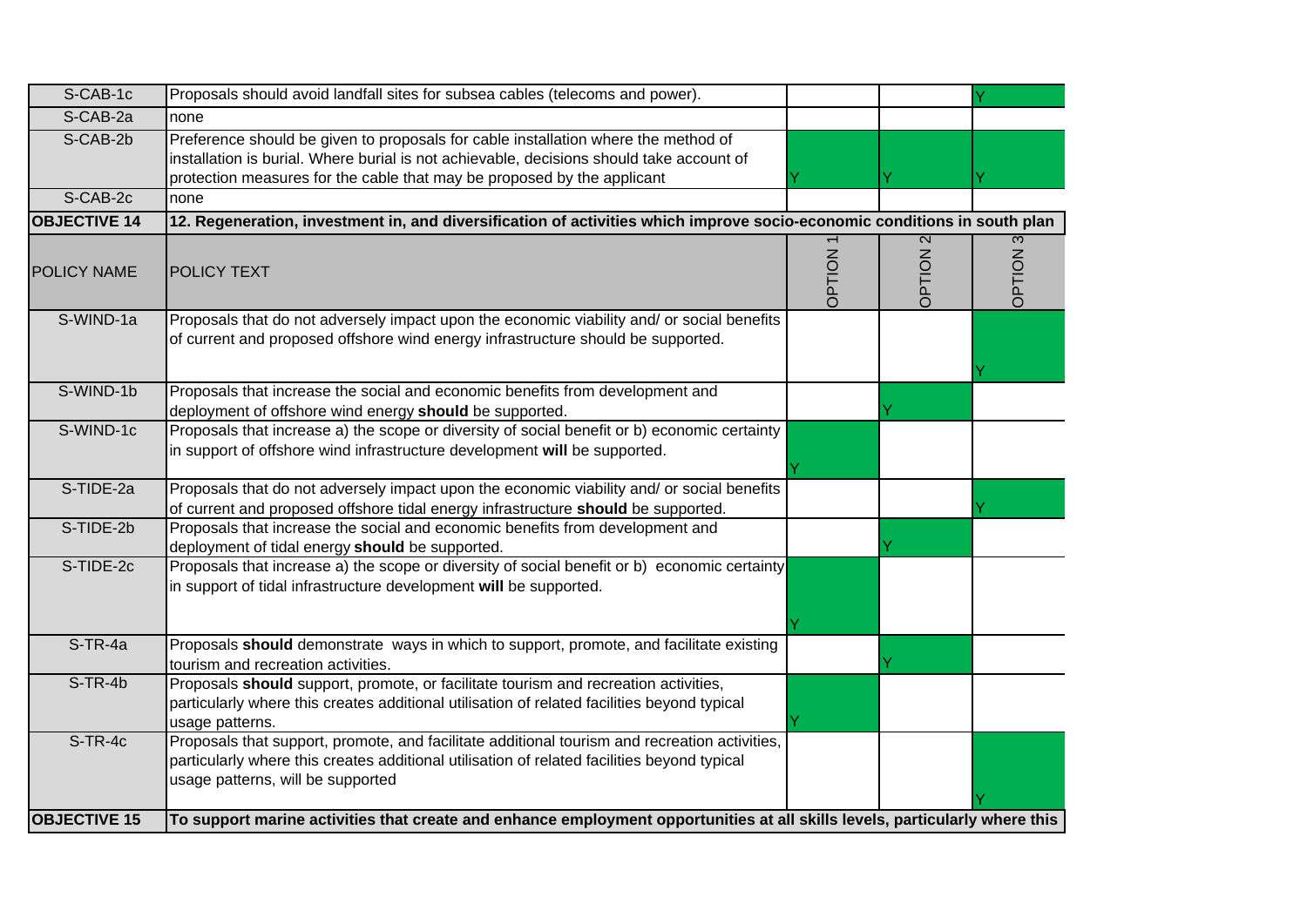| S-CAB-1c | Proposals should avoid landfall sites for subsea cables (telecoms and power). | | | Y |
|---|---|---|---|---|
| S-CAB-2a | none | | | |
| S-CAB-2b | Preference should be given to proposals for cable installation where the method of installation is burial. Where burial is not achievable, decisions should take account of protection measures for the cable that may be proposed by the applicant | Y | Y | Y |
| S-CAB-2c | none | | | |
| **OBJECTIVE 14** | **12. Regeneration, investment in, and diversification of activities which improve socio-economic conditions in south plan** | | | |
| POLICY NAME | POLICY TEXT | OPTION 1 | OPTION 2 | OPTION 3 |
| S-WIND-1a | Proposals that do not adversely impact upon the economic viability and/ or social benefits of current and proposed offshore wind energy infrastructure should be supported. | | | Y |
| S-WIND-1b | Proposals that increase the social and economic benefits from development and deployment of offshore wind energy **should** be supported. | | Y | |
| S-WIND-1c | Proposals that increase a) the scope or diversity of social benefit or b) economic certainty in support of offshore wind infrastructure development **will** be supported. | Y | | |
| S-TIDE-2a | Proposals that do not adversely impact upon the economic viability and/ or social benefits of current and proposed offshore tidal energy infrastructure **should** be supported. | | | Y |
| S-TIDE-2b | Proposals that increase the social and economic benefits from development and deployment of tidal energy **should** be supported. | | Y | |
| S-TIDE-2c | Proposals that increase a) the scope or diversity of social benefit or b) economic certainty in support of tidal infrastructure development **will** be supported. | Y | | |
| S-TR-4a | Proposals **should** demonstrate ways in which to support, promote, and facilitate existing tourism and recreation activities. | | Y | |
| S-TR-4b | Proposals **should** support, promote, or facilitate tourism and recreation activities, particularly where this creates additional utilisation of related facilities beyond typical usage patterns. | Y | | |
| S-TR-4c | Proposals that support, promote, and facilitate additional tourism and recreation activities, particularly where this creates additional utilisation of related facilities beyond typical usage patterns, will be supported | | | Y |
| **OBJECTIVE 15** | **To support marine activities that create and enhance employment opportunities at all skills levels, particularly where this** | | | |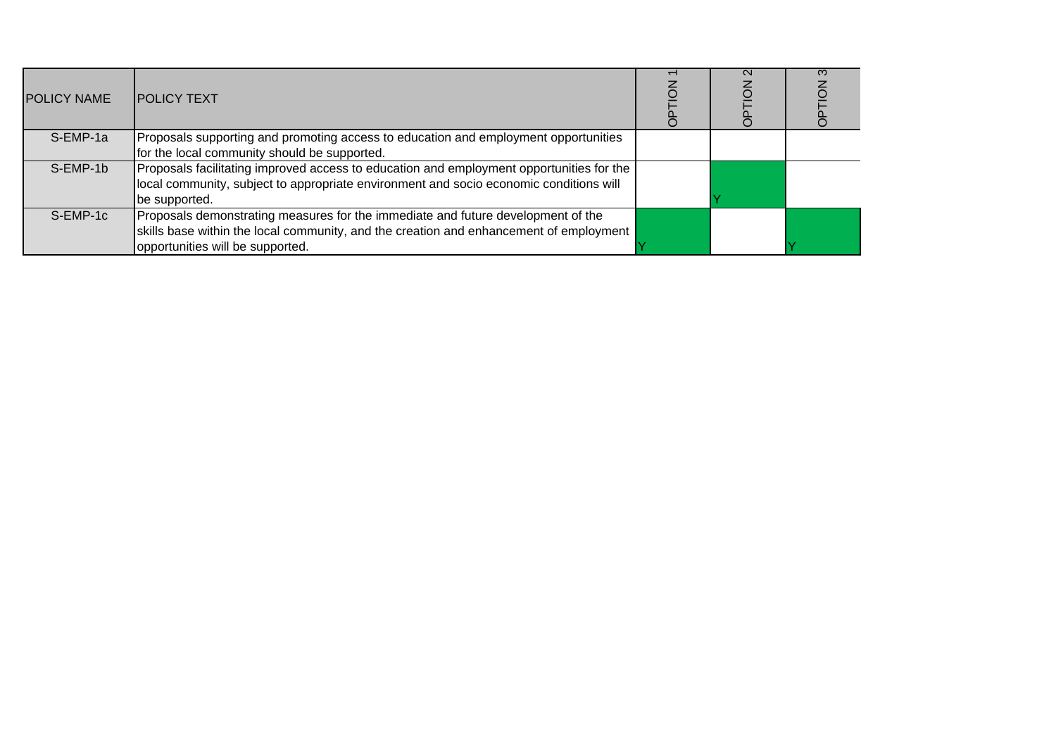| POLICY NAME | POLICY TEXT | OPTION 1 | OPTION 2 | OPTION 3 |
|---|---|---|---|---|
| S-EMP-1a | Proposals supporting and promoting access to education and employment opportunities for the local community should be supported. | | | |
| S-EMP-1b | Proposals facilitating improved access to education and employment opportunities for the local community, subject to appropriate environment and socio economic conditions will be supported. | | Y | |
| S-EMP-1c | Proposals demonstrating measures for the immediate and future development of the skills base within the local community, and the creation and enhancement of employment opportunities will be supported. | Y | | Y |